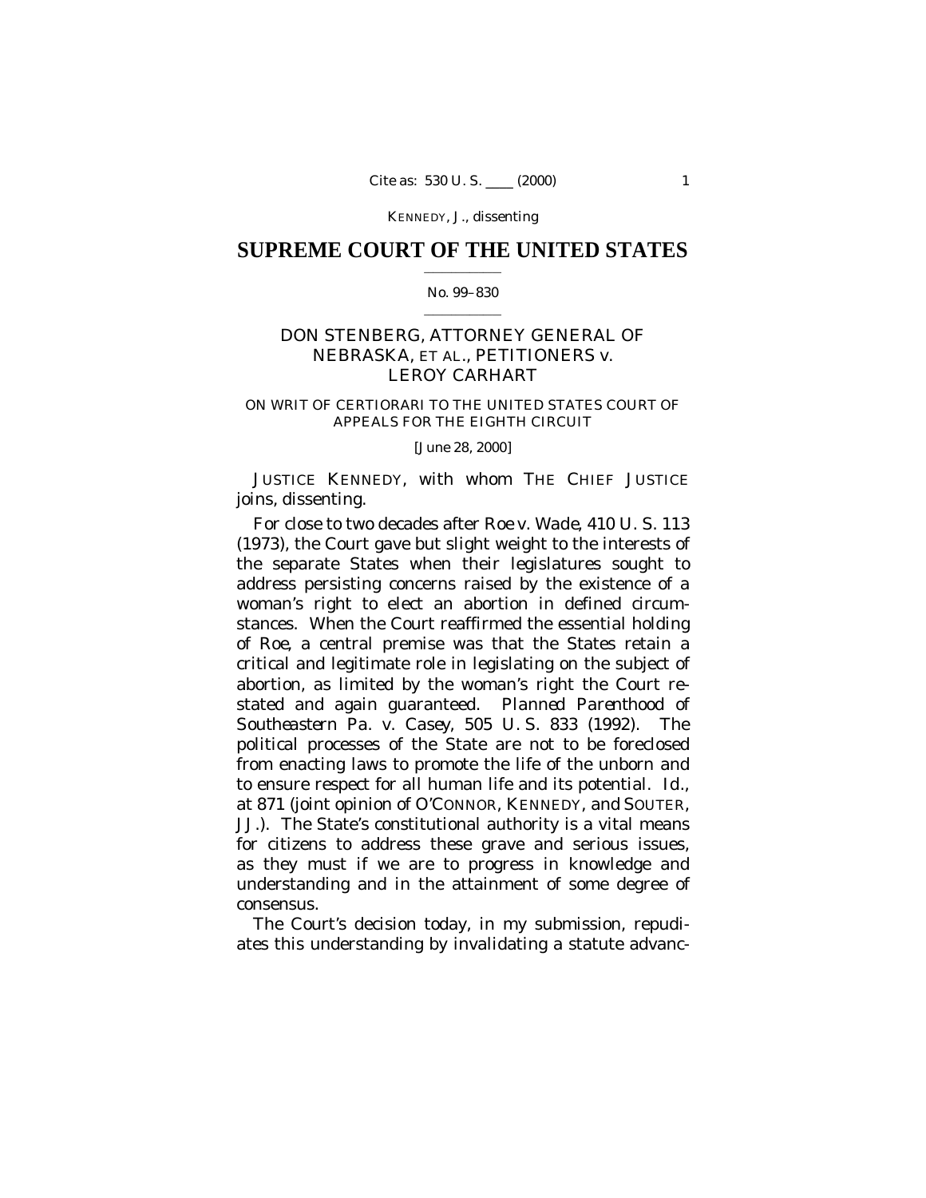KENNEDY, J., dissenting

# SUPREME COURT OF THE UNITED STATES

No. 99–830

DON STENBERG, ATTORNEY GENERAL OF NEBRASKA, ET AL., PETITIONERS *v.* LEROY CARHART

ON WRIT OF CERTIORARI TO THE UNITED STATES COURT OF APPEALS FOR THE EIGHTH CIRCUIT

[June 28, 2000]

JUSTICE KENNEDY, with whom THE CHIEF JUSTICE joins, dissenting.

For close to two decades after *Roe* v. *Wade*, 410 U. S. 113 (1973), the Court gave but slight weight to the interests of the separate States when their legislatures sought to address persisting concerns raised by the existence of a woman's right to elect an abortion in defined circumstances. When the Court reaffirmed the essential holding of *Roe*, a central premise was that the States retain a critical and legitimate role in legislating on the subject of abortion, as limited by the woman's right the Court restated and again guaranteed. *Planned Parenthood of Southeastern Pa.* v. *Casey*, 505 U. S. 833 (1992). The political processes of the State are not to be foreclosed from enacting laws to promote the life of the unborn and to ensure respect for all human life and its potential. *Id.*, at 871 (joint opinion of O'CONNOR, KENNEDY, and SOUTER, JJ.). The State's constitutional authority is a vital means for citizens to address these grave and serious issues, as they must if we are to progress in knowledge and understanding and in the attainment of some degree of consensus.

The Court's decision today, in my submission, repudiates this understanding by invalidating a statute advanc-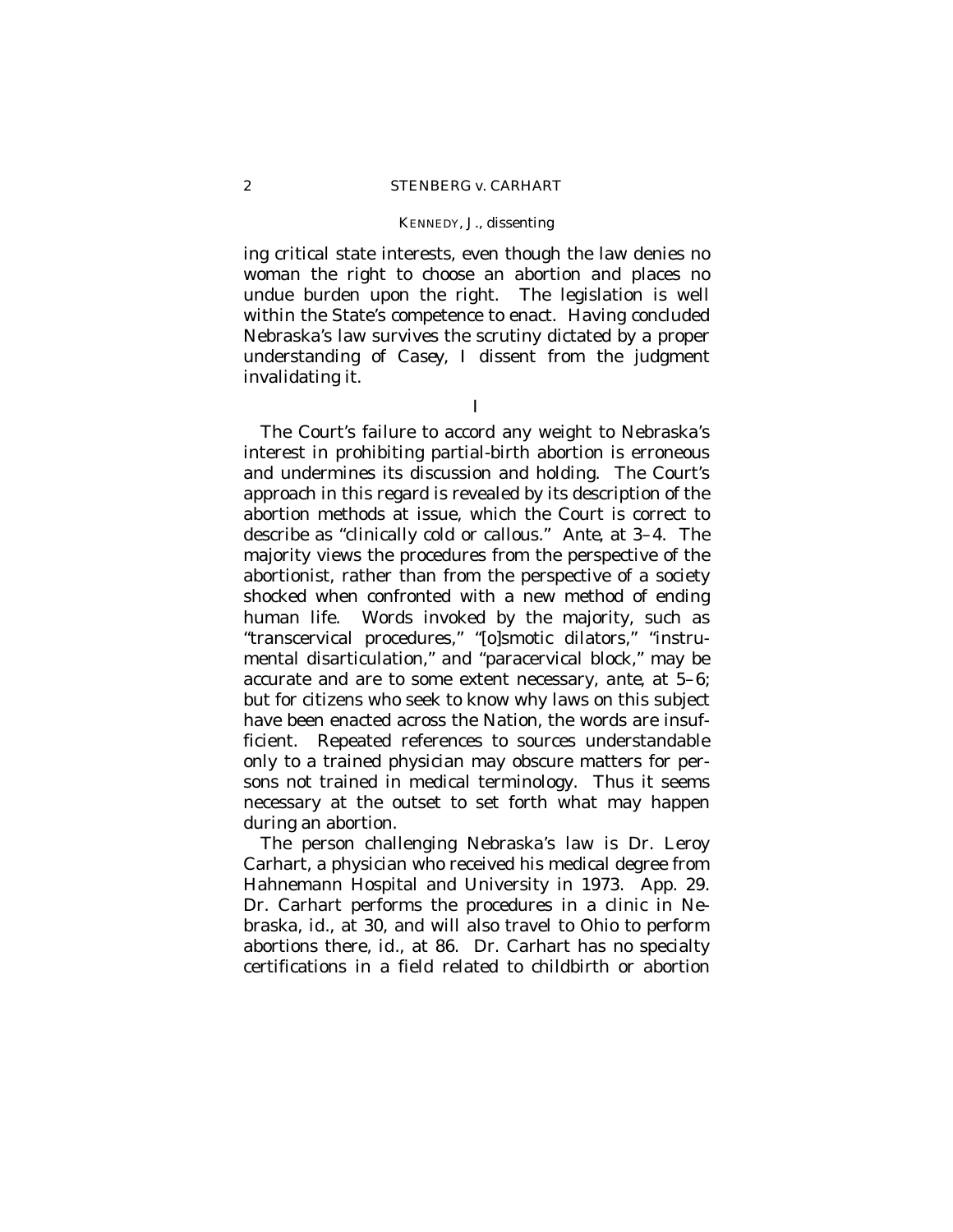ing critical state interests, even though the law denies no woman the right to choose an abortion and places no undue burden upon the right. The legislation is well within the State's competence to enact. Having concluded Nebraska's law survives the scrutiny dictated by a proper understanding of *Casey*, I dissent from the judgment invalidating it.

## I

The Court's failure to accord any weight to Nebraska's interest in prohibiting partial-birth abortion is erroneous and undermines its discussion and holding. The Court's approach in this regard is revealed by its description of the abortion methods at issue, which the Court is correct to describe as "clinically cold or callous." *Ante,* at 3–4. The majority views the procedures from the perspective of the abortionist, rather than from the perspective of a society shocked when confronted with a new method of ending human life. Words invoked by the majority, such as "transcervical procedures," "[o]smotic dilators," "instrumental disarticulation," and "paracervical block," may be accurate and are to some extent necessary, *ante,* at 5–6; but for citizens who seek to know why laws on this subject have been enacted across the Nation, the words are insufficient. Repeated references to sources understandable only to a trained physician may obscure matters for persons not trained in medical terminology. Thus it seems necessary at the outset to set forth what may happen during an abortion.

The person challenging Nebraska's law is Dr. Leroy Carhart, a physician who received his medical degree from Hahnemann Hospital and University in 1973. App. 29. Dr. Carhart performs the procedures in a clinic in Nebraska, *id.,* at 30, and will also travel to Ohio to perform abortions there, *id.,* at 86. Dr. Carhart has no specialty certifications in a field related to childbirth or abortion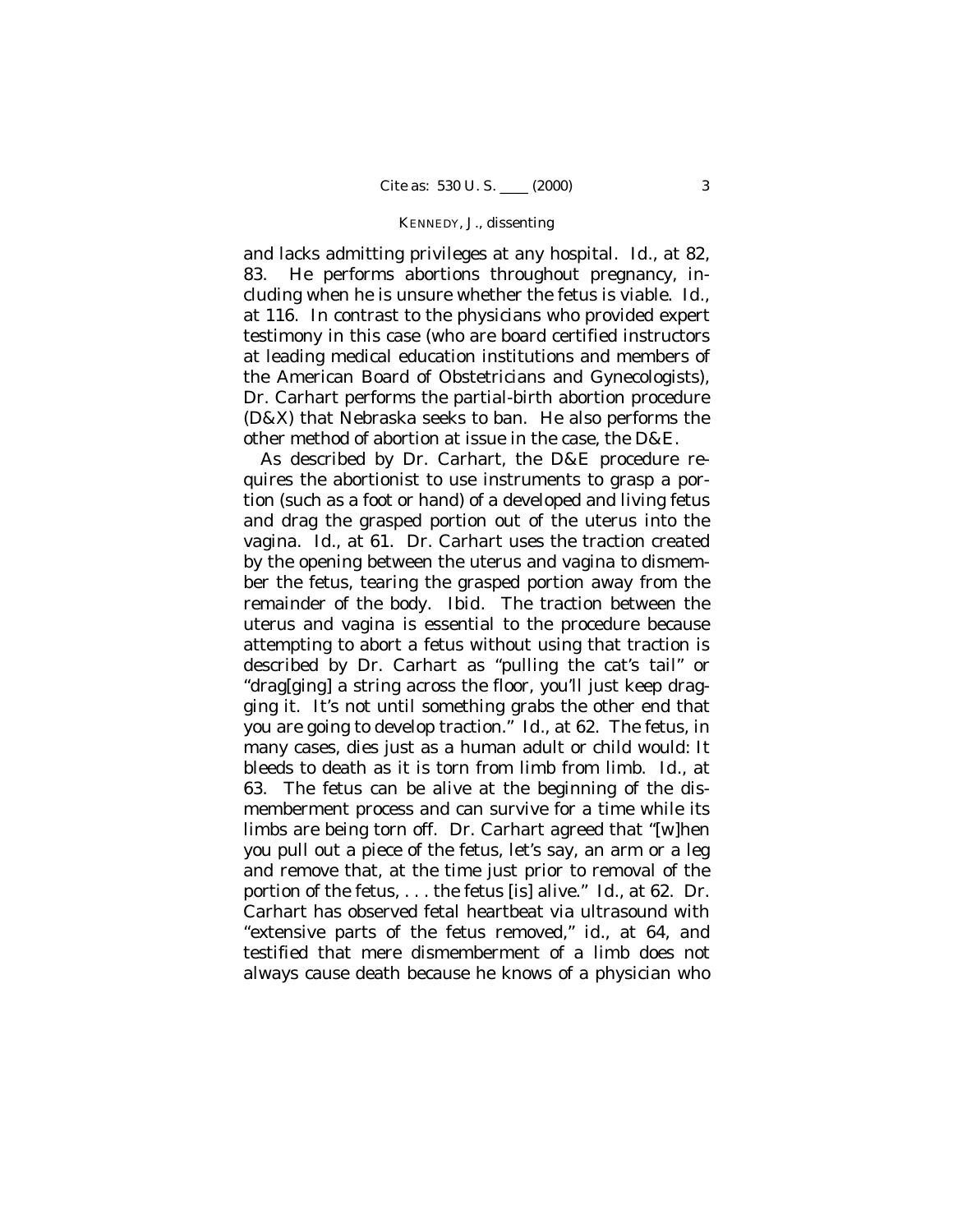and lacks admitting privileges at any hospital. *Id.*, at 82, 83. He performs abortions throughout pregnancy, including when he is unsure whether the fetus is viable. *Id.*, at 116. In contrast to the physicians who provided expert testimony in this case (who are board certified instructors at leading medical education institutions and members of the American Board of Obstetricians and Gynecologists), Dr. Carhart performs the partial-birth abortion procedure (D&X) that Nebraska seeks to ban. He also performs the other method of abortion at issue in the case, the D&E.

As described by Dr. Carhart, the D&E procedure requires the abortionist to use instruments to grasp a portion (such as a foot or hand) of a developed and living fetus and drag the grasped portion out of the uterus into the vagina. *Id.*, at 61. Dr. Carhart uses the traction created by the opening between the uterus and vagina to dismember the fetus, tearing the grasped portion away from the remainder of the body. *Ibid.* The traction between the uterus and vagina is essential to the procedure because attempting to abort a fetus without using that traction is described by Dr. Carhart as "pulling the cat's tail" or "drag[ging] a string across the floor, you'll just keep dragging it. It's not until something grabs the other end that you are going to develop traction." *Id.*, at 62. The fetus, in many cases, dies just as a human adult or child would: It bleeds to death as it is torn from limb from limb. *Id.*, at 63. The fetus can be alive at the beginning of the dismemberment process and can survive for a time while its limbs are being torn off. Dr. Carhart agreed that "[w]hen you pull out a piece of the fetus, let's say, an arm or a leg and remove that, at the time just prior to removal of the portion of the fetus, . . . the fetus [is] alive." *Id.*, at 62. Dr. Carhart has observed fetal heartbeat via ultrasound with "extensive parts of the fetus removed," *id.*, at 64, and testified that mere dismemberment of a limb does not always cause death because he knows of a physician who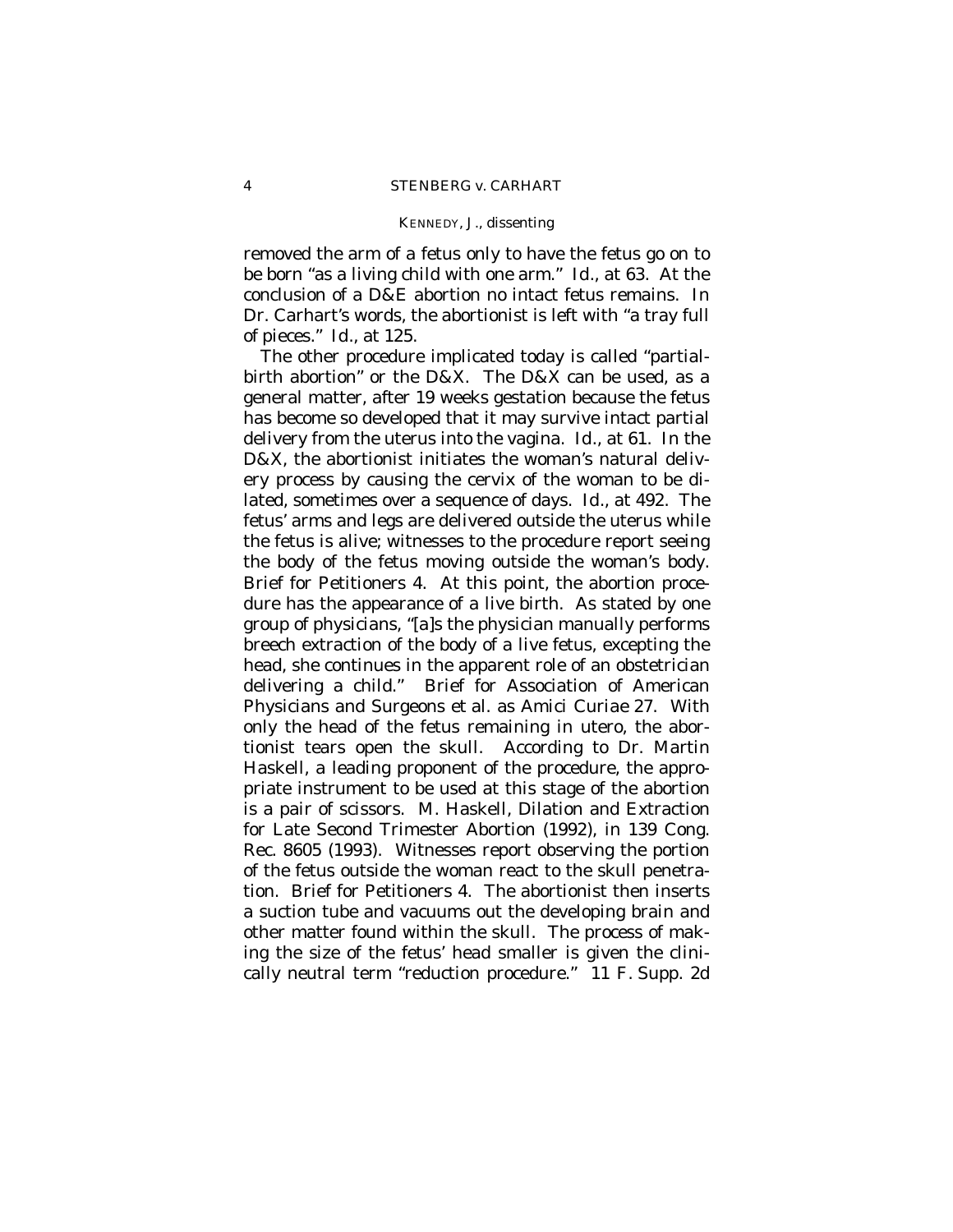removed the arm of a fetus only to have the fetus go on to be born "as a living child with one arm." *Id.*, at 63. At the conclusion of a D&E abortion no intact fetus remains. In Dr. Carhart's words, the abortionist is left with "a tray full of pieces." *Id.*, at 125.

The other procedure implicated today is called "partial-birth abortion" or the D&X. The D&X can be used, as a general matter, after 19 weeks gestation because the fetus has become so developed that it may survive intact partial delivery from the uterus into the vagina. *Id.*, at 61. In the D&X, the abortionist initiates the woman's natural delivery process by causing the cervix of the woman to be dilated, sometimes over a sequence of days. *Id.*, at 492. The fetus' arms and legs are delivered outside the uterus while the fetus is alive; witnesses to the procedure report seeing the body of the fetus moving outside the woman's body. Brief for Petitioners 4. At this point, the abortion procedure has the appearance of a live birth. As stated by one group of physicians, "[a]s the physician manually performs breech extraction of the body of a live fetus, excepting the head, she continues in the apparent role of an obstetrician delivering a child." Brief for Association of American Physicians and Surgeons et al. as *Amici Curiae* 27. With only the head of the fetus remaining in utero, the abortionist tears open the skull. According to Dr. Martin Haskell, a leading proponent of the procedure, the appropriate instrument to be used at this stage of the abortion is a pair of scissors. M. Haskell, Dilation and Extraction for Late Second Trimester Abortion (1992), in 139 Cong. Rec. 8605 (1993). Witnesses report observing the portion of the fetus outside the woman react to the skull penetration. Brief for Petitioners 4. The abortionist then inserts a suction tube and vacuums out the developing brain and other matter found within the skull. The process of making the size of the fetus' head smaller is given the clinically neutral term "reduction procedure." 11 F. Supp. 2d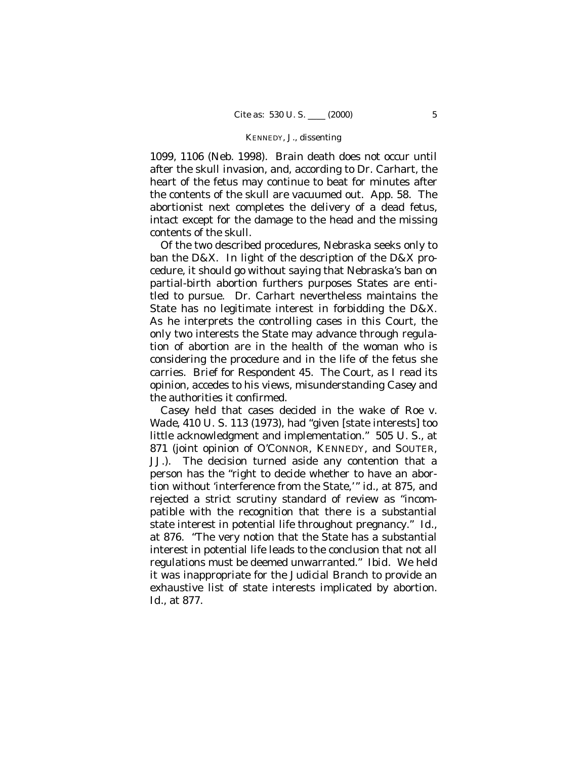1099, 1106 (Neb. 1998). Brain death does not occur until after the skull invasion, and, according to Dr. Carhart, the heart of the fetus may continue to beat for minutes after the contents of the skull are vacuumed out. App. 58. The abortionist next completes the delivery of a dead fetus, intact except for the damage to the head and the missing contents of the skull.

Of the two described procedures, Nebraska seeks only to ban the D&X. In light of the description of the D&X procedure, it should go without saying that Nebraska's ban on partial-birth abortion furthers purposes States are entitled to pursue. Dr. Carhart nevertheless maintains the State has no legitimate interest in forbidding the D&X. As he interprets the controlling cases in this Court, the only two interests the State may advance through regulation of abortion are in the health of the woman who is considering the procedure and in the life of the fetus she carries. Brief for Respondent 45. The Court, as I read its opinion, accedes to his views, misunderstanding *Casey* and the authorities it confirmed.

*Casey* held that cases decided in the wake of *Roe* v. *Wade*, 410 U. S. 113 (1973), had "given [state interests] too little acknowledgment and implementation." 505 U. S., at 871 (joint opinion of O'CONNOR, KENNEDY, and SOUTER, JJ.). The decision turned aside any contention that a person has the "right to decide whether to have an abortion without 'interference from the State,'" *id.*, at 875, and rejected a strict scrutiny standard of review as "incompatible with the recognition that there is a substantial state interest in potential life throughout pregnancy." *Id.*, at 876. "The very notion that the State has a substantial interest in potential life leads to the conclusion that not all regulations must be deemed unwarranted." *Ibid.* We held it was inappropriate for the Judicial Branch to provide an exhaustive list of state interests implicated by abortion. *Id.*, at 877.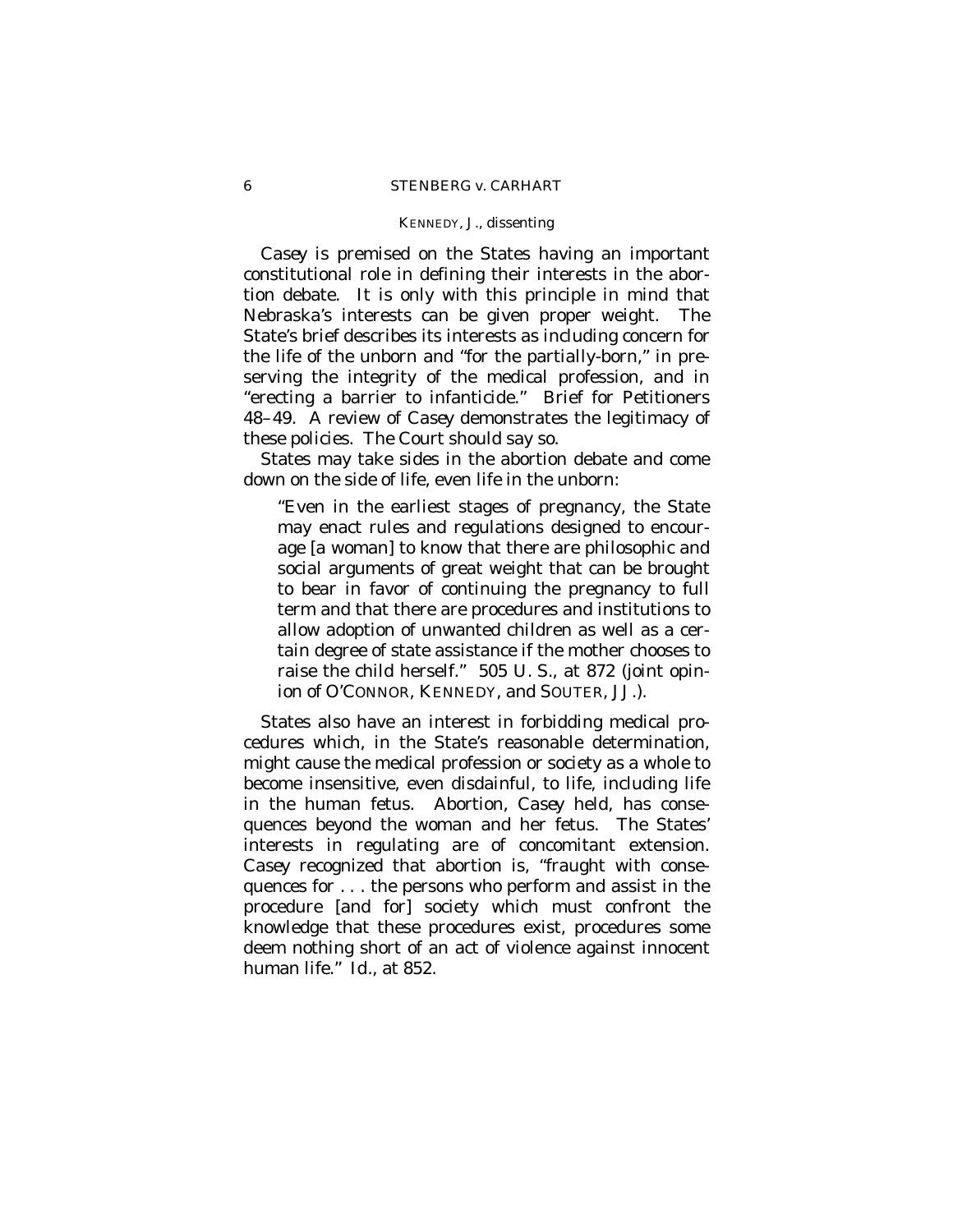*Casey* is premised on the States having an important constitutional role in defining their interests in the abortion debate. It is only with this principle in mind that Nebraska's interests can be given proper weight. The State's brief describes its interests as including concern for the life of the unborn and "for the partially-born," in preserving the integrity of the medical profession, and in "erecting a barrier to infanticide." Brief for Petitioners 48–49. A review of *Casey* demonstrates the legitimacy of these policies. The Court should say so.

States may take sides in the abortion debate and come down on the side of life, even life in the unborn:

> "Even in the earliest stages of pregnancy, the State may enact rules and regulations designed to encourage [a woman] to know that there are philosophic and social arguments of great weight that can be brought to bear in favor of continuing the pregnancy to full term and that there are procedures and institutions to allow adoption of unwanted children as well as a certain degree of state assistance if the mother chooses to raise the child herself." 505 U. S., at 872 (joint opinion of O'CONNOR, KENNEDY, and SOUTER, JJ.).

States also have an interest in forbidding medical procedures which, in the State's reasonable determination, might cause the medical profession or society as a whole to become insensitive, even disdainful, to life, including life in the human fetus. Abortion, *Casey* held, has consequences beyond the woman and her fetus. The States' interests in regulating are of concomitant extension. *Casey* recognized that abortion is, "fraught with consequences for . . . the persons who perform and assist in the procedure [and for] society which must confront the knowledge that these procedures exist, procedures some deem nothing short of an act of violence against innocent human life." *Id.*, at 852.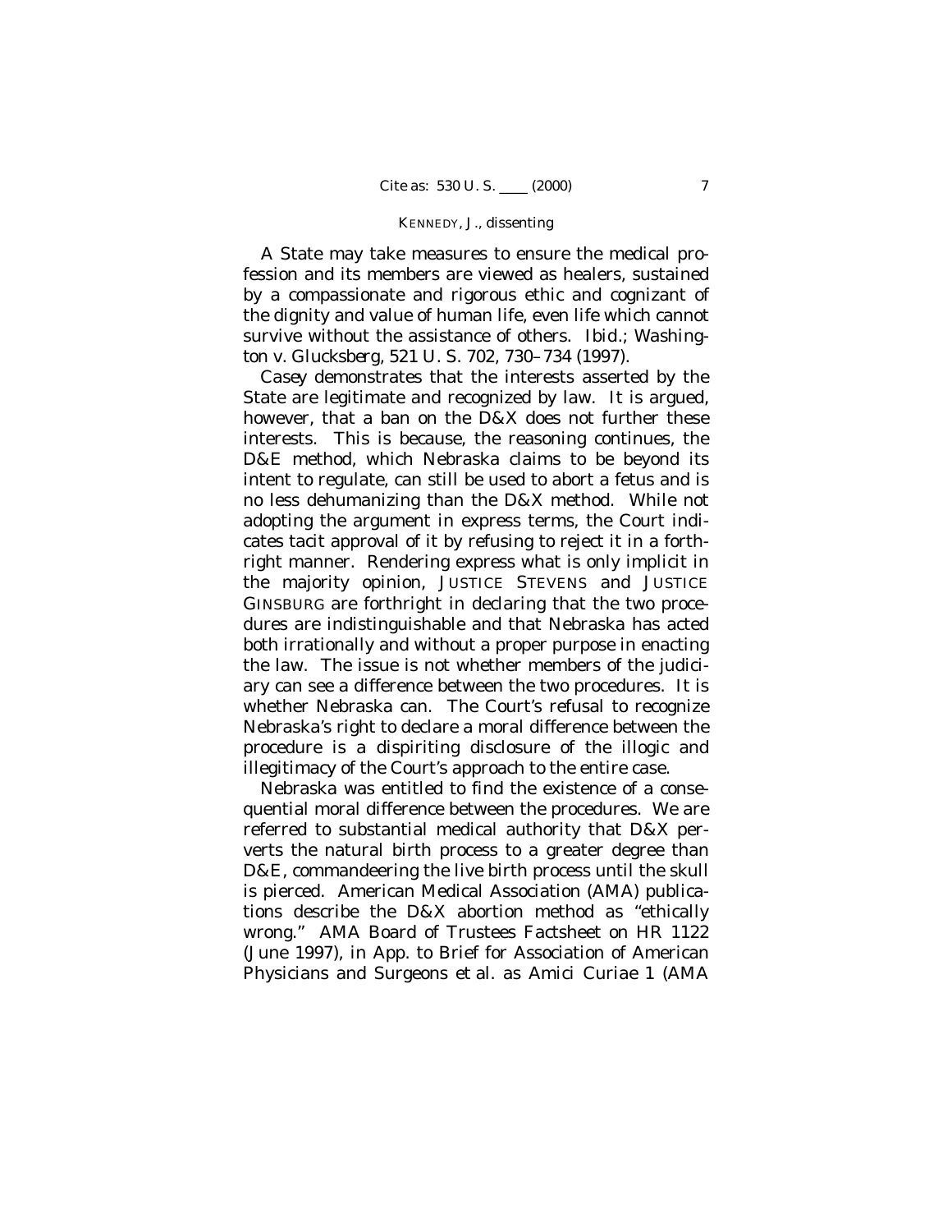A State may take measures to ensure the medical profession and its members are viewed as healers, sustained by a compassionate and rigorous ethic and cognizant of the dignity and value of human life, even life which cannot survive without the assistance of others. *Ibid.*; *Washington* v. *Glucksberg*, 521 U. S. 702, 730–734 (1997).

*Casey* demonstrates that the interests asserted by the State are legitimate and recognized by law. It is argued, however, that a ban on the D&X does not further these interests. This is because, the reasoning continues, the D&E method, which Nebraska claims to be beyond its intent to regulate, can still be used to abort a fetus and is no less dehumanizing than the D&X method. While not adopting the argument in express terms, the Court indicates tacit approval of it by refusing to reject it in a forthright manner. Rendering express what is only implicit in the majority opinion, JUSTICE STEVENS and JUSTICE GINSBURG are forthright in declaring that the two procedures are indistinguishable and that Nebraska has acted both irrationally and without a proper purpose in enacting the law. The issue is not whether members of the judiciary can see a difference between the two procedures. It is whether Nebraska can. The Court's refusal to recognize Nebraska's right to declare a moral difference between the procedure is a dispiriting disclosure of the illogic and illegitimacy of the Court's approach to the entire case.

Nebraska was entitled to find the existence of a consequential moral difference between the procedures. We are referred to substantial medical authority that D&X perverts the natural birth process to a greater degree than D&E, commandeering the live birth process until the skull is pierced. American Medical Association (AMA) publications describe the D&X abortion method as "ethically wrong." AMA Board of Trustees Factsheet on HR 1122 (June 1997), in App. to Brief for Association of American Physicians and Surgeons et al. as *Amici Curiae* 1 (AMA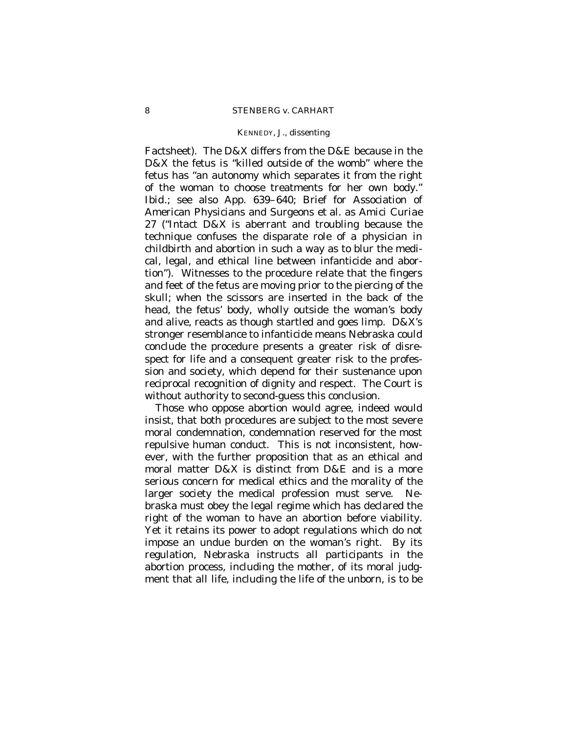Factsheet). The D&X differs from the D&E because in the D&X the fetus is "killed outside of the womb" where the fetus has "an autonomy which separates it from the right of the woman to choose treatments for her own body." *Ibid.*; see also App. 639–640; Brief for Association of American Physicians and Surgeons et al. as *Amici Curiae* 27 ("Intact D&X is aberrant and troubling because the technique confuses the disparate role of a physician in childbirth and abortion in such a way as to blur the medical, legal, and ethical line between infanticide and abortion"). Witnesses to the procedure relate that the fingers and feet of the fetus are moving prior to the piercing of the skull; when the scissors are inserted in the back of the head, the fetus' body, wholly outside the woman's body and alive, reacts as though startled and goes limp. D&X's stronger resemblance to infanticide means Nebraska could conclude the procedure presents a greater risk of disrespect for life and a consequent greater risk to the profession and society, which depend for their sustenance upon reciprocal recognition of dignity and respect. The Court is without authority to second-guess this conclusion.

Those who oppose abortion would agree, indeed would insist, that both procedures are subject to the most severe moral condemnation, condemnation reserved for the most repulsive human conduct. This is not inconsistent, however, with the further proposition that as an ethical and moral matter D&X is distinct from D&E and is a more serious concern for medical ethics and the morality of the larger society the medical profession must serve. Nebraska must obey the legal regime which has declared the right of the woman to have an abortion before viability. Yet it retains its power to adopt regulations which do not impose an undue burden on the woman's right. By its regulation, Nebraska instructs all participants in the abortion process, including the mother, of its moral judgment that all life, including the life of the unborn, is to be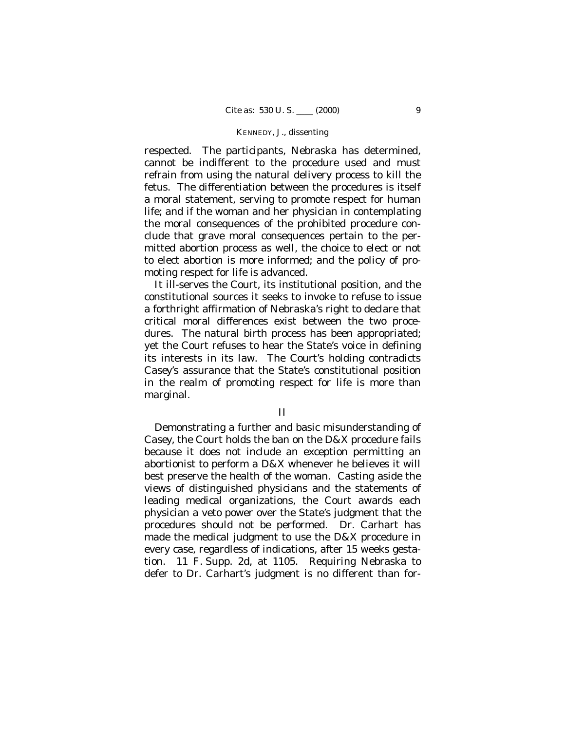respected. The participants, Nebraska has determined, cannot be indifferent to the procedure used and must refrain from using the natural delivery process to kill the fetus. The differentiation between the procedures is itself a moral statement, serving to promote respect for human life; and if the woman and her physician in contemplating the moral consequences of the prohibited procedure conclude that grave moral consequences pertain to the permitted abortion process as well, the choice to elect or not to elect abortion is more informed; and the policy of promoting respect for life is advanced.

It ill-serves the Court, its institutional position, and the constitutional sources it seeks to invoke to refuse to issue a forthright affirmation of Nebraska's right to declare that critical moral differences exist between the two procedures. The natural birth process has been appropriated; yet the Court refuses to hear the State's voice in defining its interests in its law. The Court's holding contradicts *Casey*'s assurance that the State's constitutional position in the realm of promoting respect for life is more than marginal.

## II

Demonstrating a further and basic misunderstanding of *Casey*, the Court holds the ban on the D&X procedure fails because it does not include an exception permitting an abortionist to perform a D&X whenever he believes it will best preserve the health of the woman. Casting aside the views of distinguished physicians and the statements of leading medical organizations, the Court awards each physician a veto power over the State's judgment that the procedures should not be performed. Dr. Carhart has made the medical judgment to use the D&X procedure in every case, regardless of indications, after 15 weeks gestation. 11 F. Supp. 2d, at 1105. Requiring Nebraska to defer to Dr. Carhart's judgment is no different than for-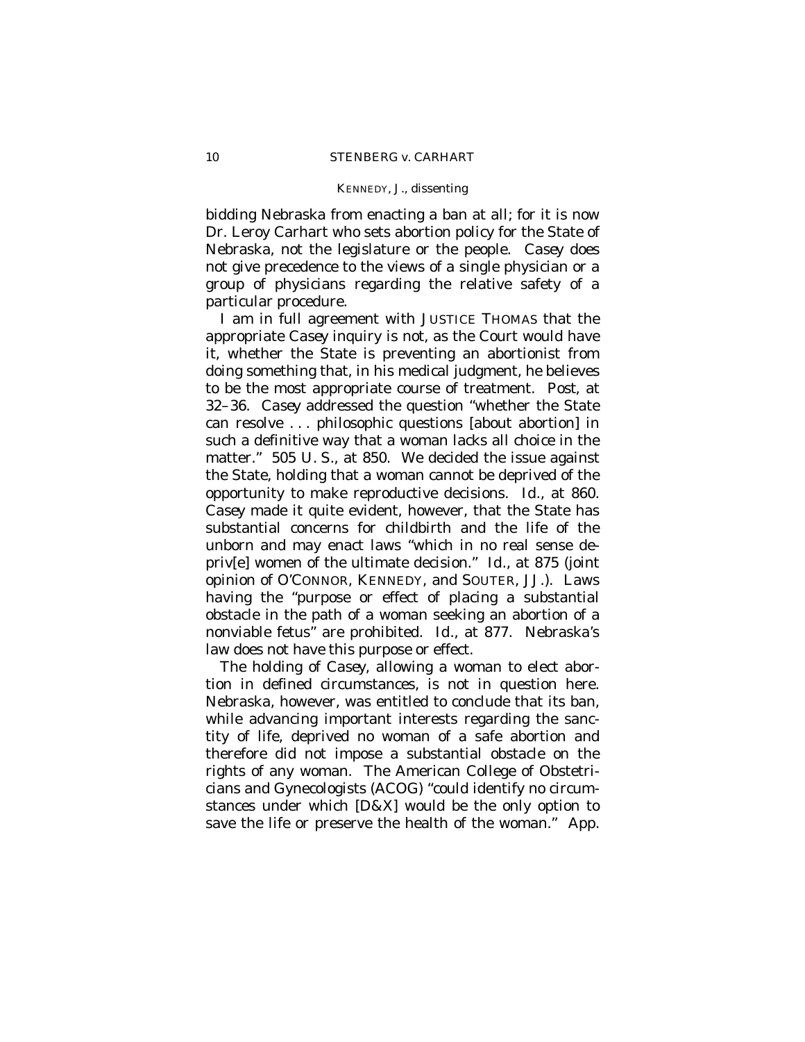bidding Nebraska from enacting a ban at all; for it is now Dr. Leroy Carhart who sets abortion policy for the State of Nebraska, not the legislature or the people. *Casey* does not give precedence to the views of a single physician or a group of physicians regarding the relative safety of a particular procedure.

I am in full agreement with JUSTICE THOMAS that the appropriate *Casey* inquiry is not, as the Court would have it, whether the State is preventing an abortionist from doing something that, in his medical judgment, he believes to be the most appropriate course of treatment. *Post*, at 32–36. *Casey* addressed the question "whether the State can resolve . . . philosophic questions [about abortion] in such a definitive way that a woman lacks all choice in the matter." 505 U. S., at 850. We decided the issue against the State, holding that a woman cannot be deprived of the opportunity to make reproductive decisions. *Id.*, at 860. *Casey* made it quite evident, however, that the State has substantial concerns for childbirth and the life of the unborn and may enact laws "which in no real sense depriv[e] women of the ultimate decision." *Id.*, at 875 (joint opinion of O'CONNOR, KENNEDY, and SOUTER, JJ.). Laws having the "purpose or effect of placing a substantial obstacle in the path of a woman seeking an abortion of a nonviable fetus" are prohibited. *Id.*, at 877. Nebraska's law does not have this purpose or effect.

The holding of *Casey*, allowing a woman to elect abortion in defined circumstances, is not in question here. Nebraska, however, was entitled to conclude that its ban, while advancing important interests regarding the sanctity of life, deprived no woman of a safe abortion and therefore did not impose a substantial obstacle on the rights of any woman. The American College of Obstetricians and Gynecologists (ACOG) "could identify no circumstances under which [D&X] would be the only option to save the life or preserve the health of the woman." App.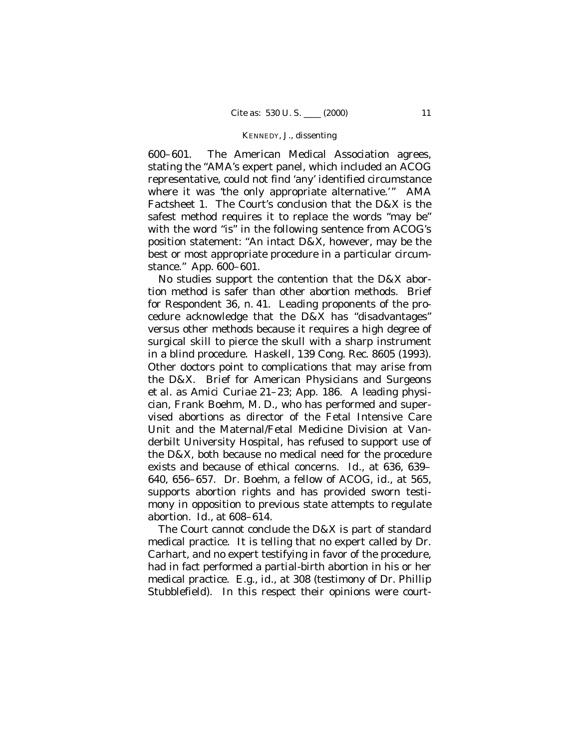600–601. The American Medical Association agrees, stating the "AMA's expert panel, which included an ACOG representative, could not find 'any' identified circumstance where it was 'the only appropriate alternative.'" AMA Factsheet 1. The Court's conclusion that the D&X is the safest method requires it to replace the words "may be" with the word "is" in the following sentence from ACOG's position statement: "An intact D&X, however, may be the best or most appropriate procedure in a particular circumstance." App. 600–601.

No studies support the contention that the D&X abortion method is safer than other abortion methods. Brief for Respondent 36, n. 41. Leading proponents of the procedure acknowledge that the D&X has "disadvantages" versus other methods because it requires a high degree of surgical skill to pierce the skull with a sharp instrument in a blind procedure. Haskell, 139 Cong. Rec. 8605 (1993). Other doctors point to complications that may arise from the D&X. Brief for American Physicians and Surgeons et al. as *Amici Curiae* 21–23; App. 186. A leading physician, Frank Boehm, M. D., who has performed and supervised abortions as director of the Fetal Intensive Care Unit and the Maternal/Fetal Medicine Division at Vanderbilt University Hospital, has refused to support use of the D&X, both because no medical need for the procedure exists and because of ethical concerns. *Id.*, at 636, 639–640, 656–657. Dr. Boehm, a fellow of ACOG, *id.*, at 565, supports abortion rights and has provided sworn testimony in opposition to previous state attempts to regulate abortion. *Id.*, at 608–614.

The Court cannot conclude the D&X is part of standard medical practice. It is telling that no expert called by Dr. Carhart, and no expert testifying in favor of the procedure, had in fact performed a partial-birth abortion in his or her medical practice. *E.g., id.*, at 308 (testimony of Dr. Phillip Stubblefield). In this respect their opinions were court-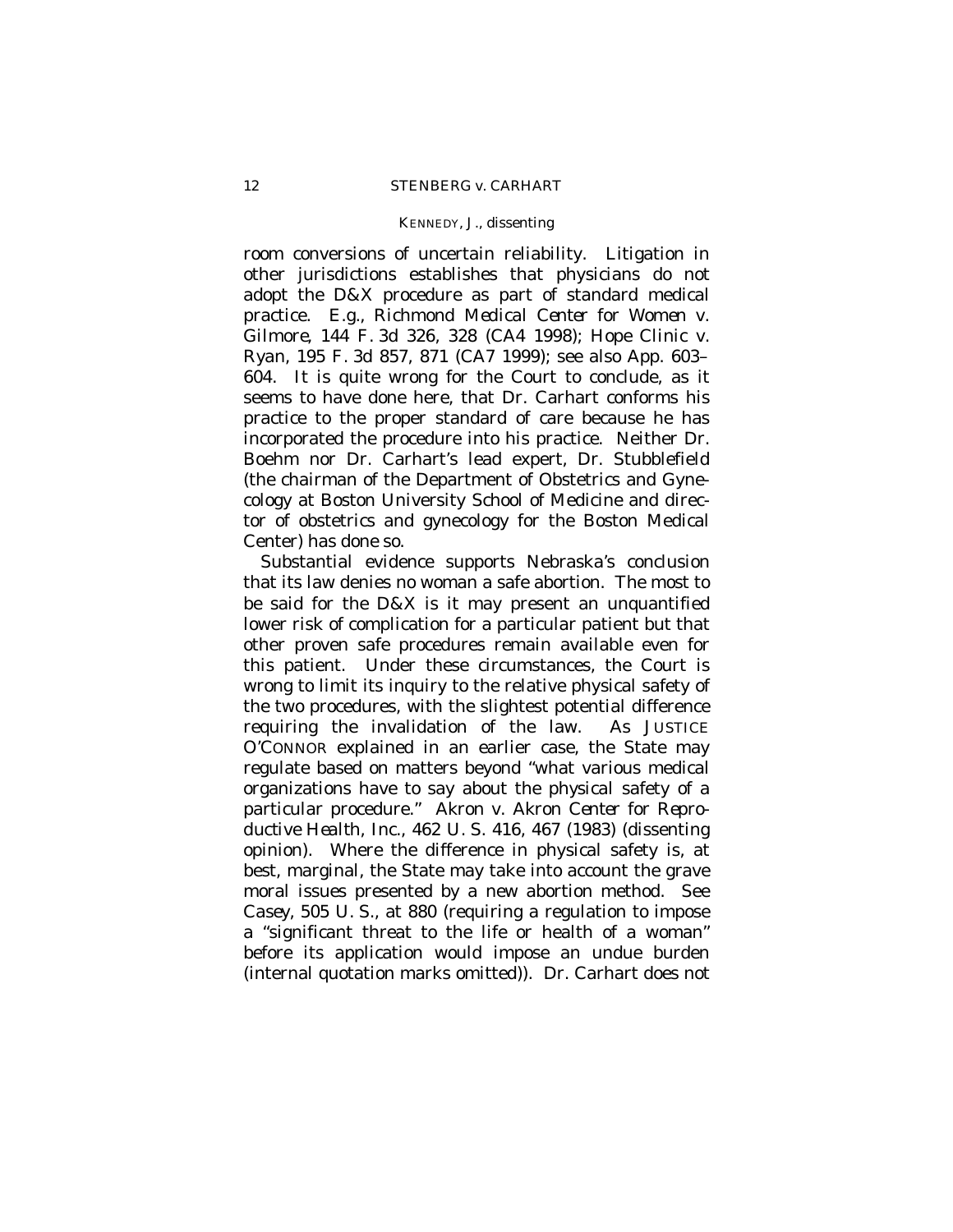room conversions of uncertain reliability. Litigation in other jurisdictions establishes that physicians do not adopt the D&X procedure as part of standard medical practice. *E.g., Richmond Medical Center for Women* v. *Gilmore*, 144 F. 3d 326, 328 (CA4 1998); *Hope Clinic* v. *Ryan*, 195 F. 3d 857, 871 (CA7 1999); see also App. 603–604. It is quite wrong for the Court to conclude, as it seems to have done here, that Dr. Carhart conforms his practice to the proper standard of care because he has incorporated the procedure into his practice. Neither Dr. Boehm nor Dr. Carhart's lead expert, Dr. Stubblefield (the chairman of the Department of Obstetrics and Gynecology at Boston University School of Medicine and director of obstetrics and gynecology for the Boston Medical Center) has done so.

Substantial evidence supports Nebraska's conclusion that its law denies no woman a safe abortion. The most to be said for the D&X is it may present an unquantified lower risk of complication for a particular patient but that other proven safe procedures remain available even for this patient. Under these circumstances, the Court is wrong to limit its inquiry to the relative physical safety of the two procedures, with the slightest potential difference requiring the invalidation of the law. As JUSTICE O'CONNOR explained in an earlier case, the State may regulate based on matters beyond "what various medical organizations have to say about the physical safety of a particular procedure." *Akron* v. *Akron Center for Reproductive Health, Inc.*, 462 U. S. 416, 467 (1983) (dissenting opinion). Where the difference in physical safety is, at best, marginal, the State may take into account the grave moral issues presented by a new abortion method. See *Casey*, 505 U. S., at 880 (requiring a regulation to impose a "significant threat to the life or health of a woman" before its application would impose an undue burden (internal quotation marks omitted)). Dr. Carhart does not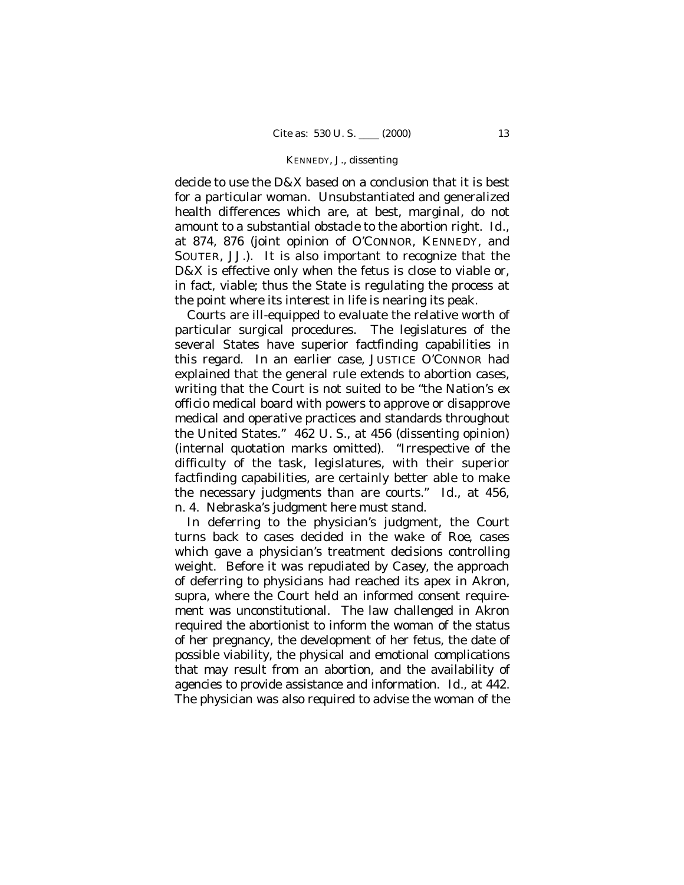decide to use the D&X based on a conclusion that it is best for a particular woman. Unsubstantiated and generalized health differences which are, at best, marginal, do not amount to a substantial obstacle to the abortion right. *Id.*, at 874, 876 (joint opinion of O'CONNOR, KENNEDY, and SOUTER, JJ.). It is also important to recognize that the D&X is effective only when the fetus is close to viable or, in fact, viable; thus the State is regulating the process at the point where its interest in life is nearing its peak.

Courts are ill-equipped to evaluate the relative worth of particular surgical procedures. The legislatures of the several States have superior factfinding capabilities in this regard. In an earlier case, JUSTICE O'CONNOR had explained that the general rule extends to abortion cases, writing that the Court is not suited to be "the Nation's *ex officio* medical board with powers to approve or disapprove medical and operative practices and standards throughout the United States." 462 U. S., at 456 (dissenting opinion) (internal quotation marks omitted). "Irrespective of the difficulty of the task, legislatures, with their superior factfinding capabilities, are certainly better able to make the necessary judgments than are courts." *Id.*, at 456, n. 4. Nebraska's judgment here must stand.

In deferring to the physician's judgment, the Court turns back to cases decided in the wake of *Roe*, cases which gave a physician's treatment decisions controlling weight. Before it was repudiated by *Casey*, the approach of deferring to physicians had reached its apex in *Akron*, *supra*, where the Court held an informed consent requirement was unconstitutional. The law challenged in *Akron* required the abortionist to inform the woman of the status of her pregnancy, the development of her fetus, the date of possible viability, the physical and emotional complications that may result from an abortion, and the availability of agencies to provide assistance and information. *Id.*, at 442. The physician was also required to advise the woman of the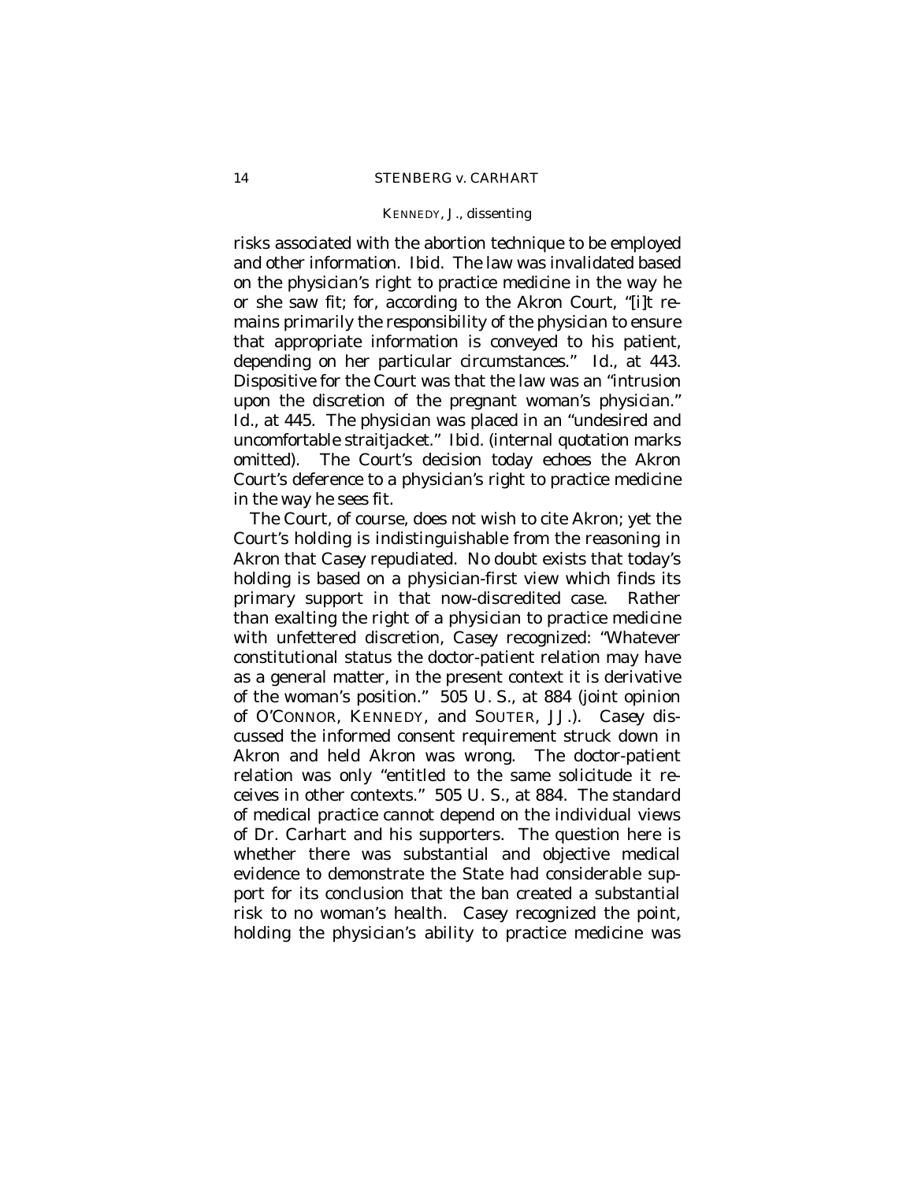risks associated with the abortion technique to be employed and other information. *Ibid.* The law was invalidated based on the physician's right to practice medicine in the way he or she saw fit; for, according to the *Akron* Court, "[i]t remains primarily the responsibility of the physician to ensure that appropriate information is conveyed to his patient, depending on her particular circumstances." *Id.*, at 443. Dispositive for the Court was that the law was an "intrusion upon the discretion of the pregnant woman's physician." *Id.*, at 445. The physician was placed in an "undesired and uncomfortable straitjacket." *Ibid.* (internal quotation marks omitted). The Court's decision today echoes the *Akron* Court's deference to a physician's right to practice medicine in the way he sees fit.

The Court, of course, does not wish to cite *Akron*; yet the Court's holding is indistinguishable from the reasoning in *Akron* that *Casey* repudiated. No doubt exists that today's holding is based on a physician-first view which finds its primary support in that now-discredited case. Rather than exalting the right of a physician to practice medicine with unfettered discretion, *Casey* recognized: "Whatever constitutional status the doctor-patient relation may have as a general matter, in the present context it is derivative of the woman's position." 505 U. S., at 884 (joint opinion of O'CONNOR, KENNEDY, and SOUTER, JJ.). *Casey* discussed the informed consent requirement struck down in *Akron* and held *Akron* was wrong. The doctor-patient relation was only "entitled to the same solicitude it receives in other contexts." 505 U. S., at 884. The standard of medical practice cannot depend on the individual views of Dr. Carhart and his supporters. The question here is whether there was substantial and objective medical evidence to demonstrate the State had considerable support for its conclusion that the ban created a substantial risk to no woman's health. *Casey* recognized the point, holding the physician's ability to practice medicine was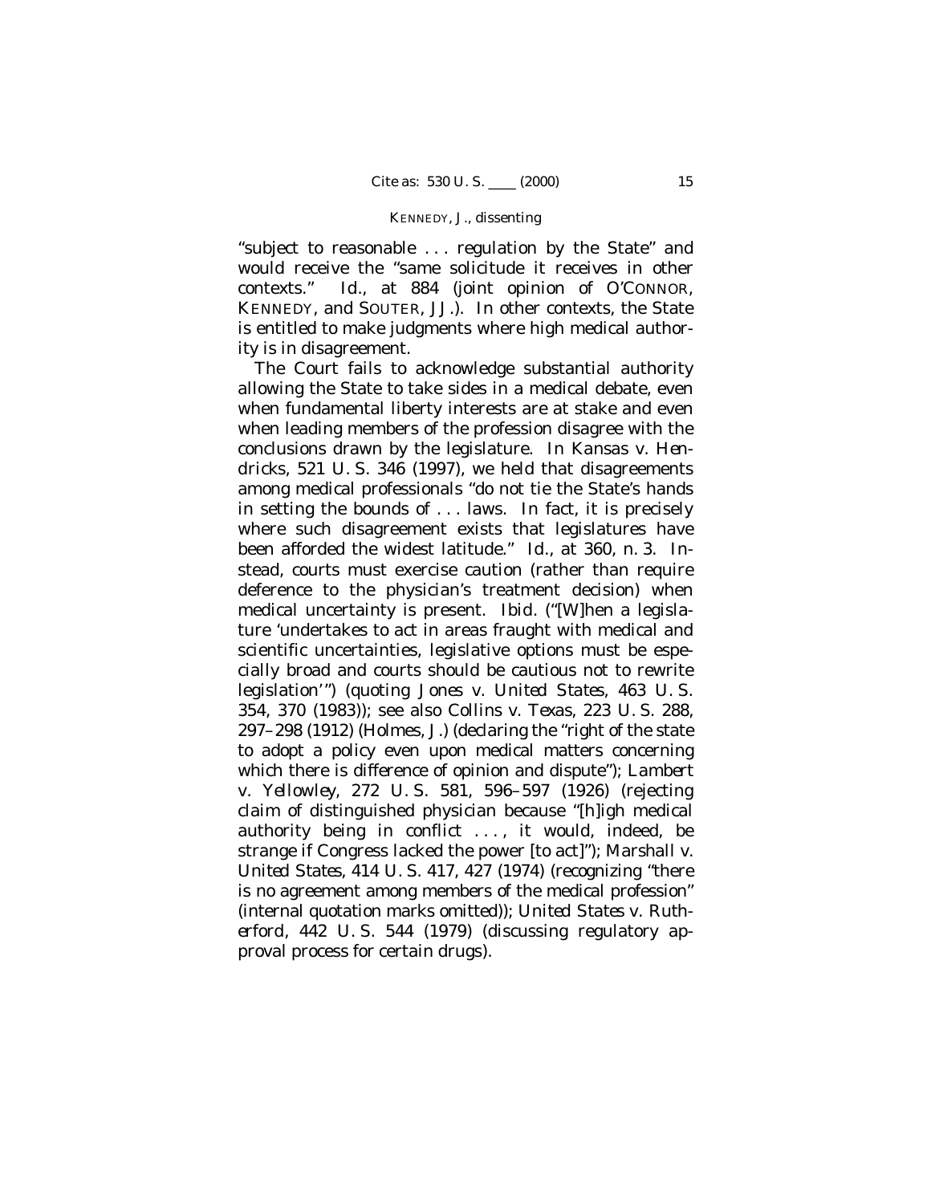"subject to reasonable . . . regulation by the State" and would receive the "same solicitude it receives in other contexts." *Id.*, at 884 (joint opinion of O'CONNOR, KENNEDY, and SOUTER, JJ.). In other contexts, the State is entitled to make judgments where high medical authority is in disagreement.

The Court fails to acknowledge substantial authority allowing the State to take sides in a medical debate, even when fundamental liberty interests are at stake and even when leading members of the profession disagree with the conclusions drawn by the legislature. In *Kansas* v. *Hendricks*, 521 U. S. 346 (1997), we held that disagreements among medical professionals "do not tie the State's hands in setting the bounds of . . . laws. In fact, it is precisely where such disagreement exists that legislatures have been afforded the widest latitude." *Id.*, at 360, n. 3. Instead, courts must exercise caution (rather than require deference to the physician's treatment decision) when medical uncertainty is present. *Ibid.* ("[W]hen a legislature 'undertakes to act in areas fraught with medical and scientific uncertainties, legislative options must be especially broad and courts should be cautious not to rewrite legislation'") (quoting *Jones* v. *United States*, 463 U. S. 354, 370 (1983)); see also *Collins* v. *Texas*, 223 U. S. 288, 297–298 (1912) (Holmes, J.) (declaring the "right of the state to adopt a policy even upon medical matters concerning which there is difference of opinion and dispute"); *Lambert* v. *Yellowley*, 272 U. S. 581, 596–597 (1926) (rejecting claim of distinguished physician because "[h]igh medical authority being in conflict . . . , it would, indeed, be strange if Congress lacked the power [to act]"); *Marshall* v. *United States*, 414 U. S. 417, 427 (1974) (recognizing "there is no agreement among members of the medical profession" (internal quotation marks omitted)); *United States* v. *Rutherford*, 442 U. S. 544 (1979) (discussing regulatory approval process for certain drugs).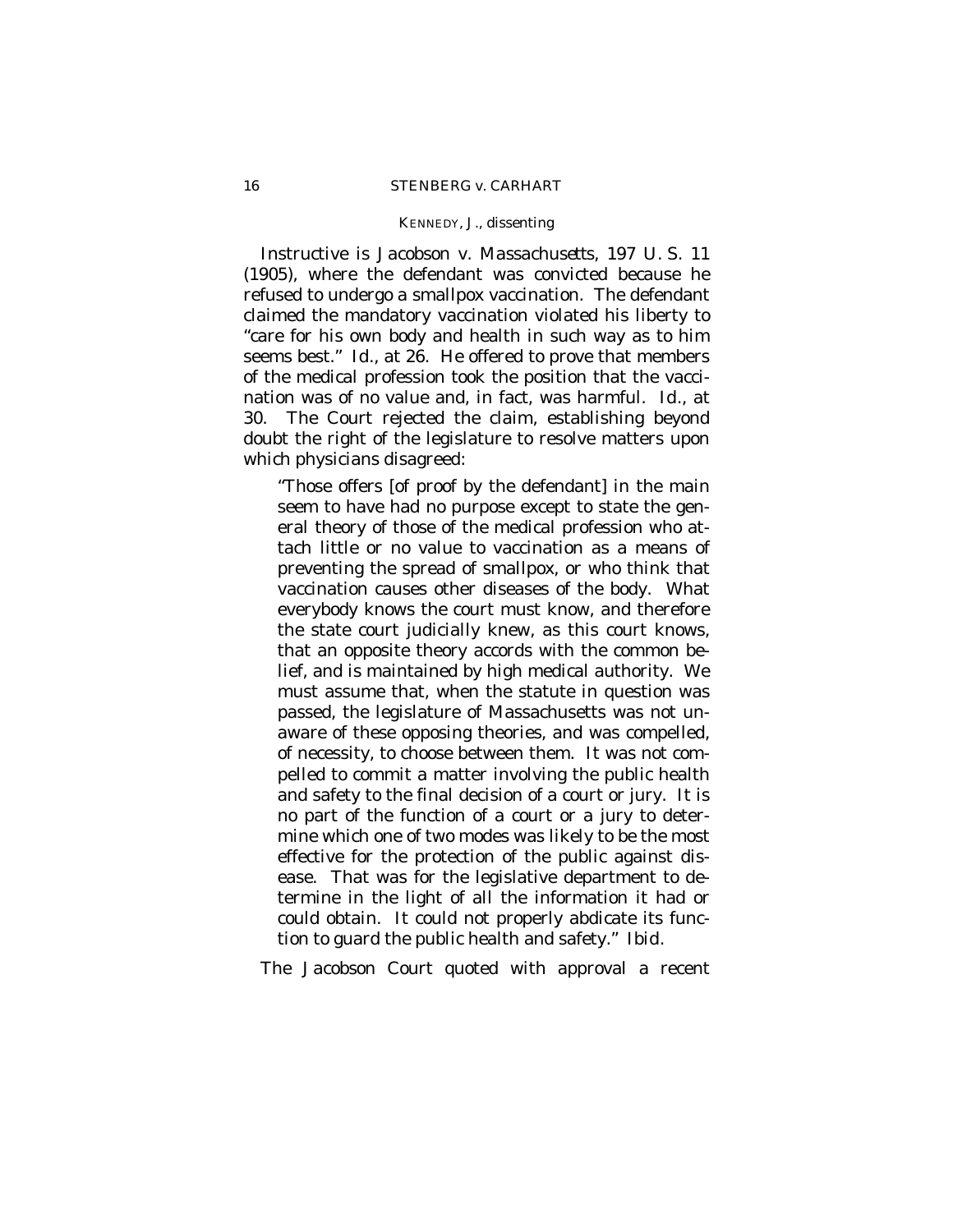Instructive is *Jacobson* v. *Massachusetts*, 197 U. S. 11 (1905), where the defendant was convicted because he refused to undergo a smallpox vaccination. The defendant claimed the mandatory vaccination violated his liberty to "care for his own body and health in such way as to him seems best." *Id.*, at 26. He offered to prove that members of the medical profession took the position that the vaccination was of no value and, in fact, was harmful. *Id.*, at 30. The Court rejected the claim, establishing beyond doubt the right of the legislature to resolve matters upon which physicians disagreed:

> "Those offers [of proof by the defendant] in the main seem to have had no purpose except to state the general theory of those of the medical profession who attach little or no value to vaccination as a means of preventing the spread of smallpox, or who think that vaccination causes other diseases of the body. What everybody knows the court must know, and therefore the state court judicially knew, as this court knows, that an opposite theory accords with the common belief, and is maintained by high medical authority. We must assume that, when the statute in question was passed, the legislature of Massachusetts was not unaware of these opposing theories, and was compelled, of necessity, to choose between them. It was not compelled to commit a matter involving the public health and safety to the final decision of a court or jury. It is no part of the function of a court or a jury to determine which one of two modes was likely to be the most effective for the protection of the public against disease. That was for the legislative department to determine in the light of all the information it had or could obtain. It could not properly abdicate its function to guard the public health and safety." *Ibid.*

The *Jacobson* Court quoted with approval a recent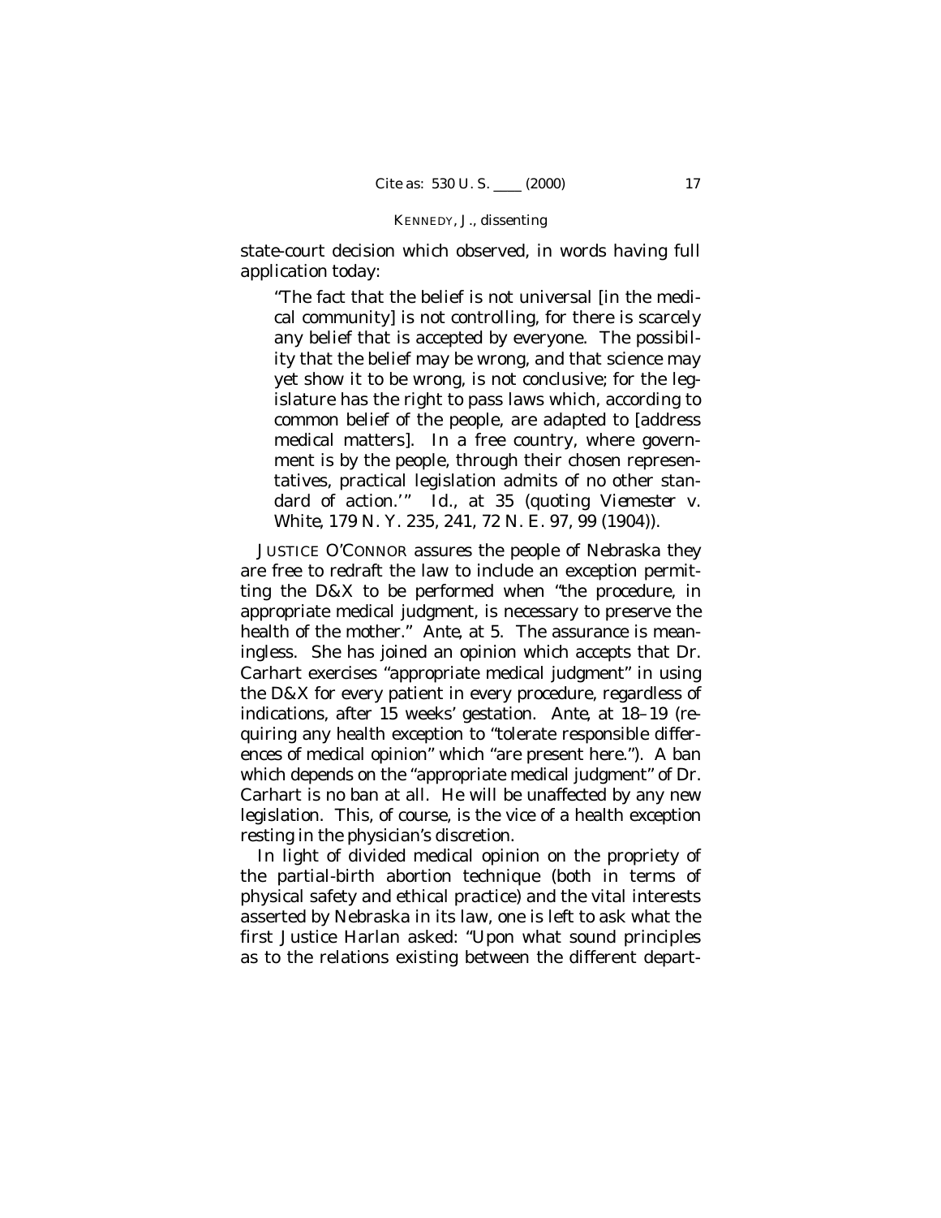state-court decision which observed, in words having full application today:

> "The fact that the belief is not universal [in the medical community] is not controlling, for there is scarcely any belief that is accepted by everyone. The possibility that the belief may be wrong, and that science may yet show it to be wrong, is not conclusive; for the legislature has the right to pass laws which, according to common belief of the people, are adapted to [address medical matters]. In a free country, where government is by the people, through their chosen representatives, practical legislation admits of no other standard of action.'" *Id.*, at 35 (quoting *Viemester* v. *White*, 179 N. Y. 235, 241, 72 N. E. 97, 99 (1904)).

JUSTICE O'CONNOR assures the people of Nebraska they are free to redraft the law to include an exception permitting the D&X to be performed when "the procedure, in appropriate medical judgment, is necessary to preserve the health of the mother." *Ante*, at 5. The assurance is meaningless. She has joined an opinion which accepts that Dr. Carhart exercises "appropriate medical judgment" in using the D&X for every patient in every procedure, regardless of indications, after 15 weeks' gestation. *Ante*, at 18–19 (requiring any health exception to "tolerate responsible differences of medical opinion" which "are present here."). A ban which depends on the "appropriate medical judgment" of Dr. Carhart is no ban at all. He will be unaffected by any new legislation. This, of course, is the vice of a health exception resting in the physician's discretion.

In light of divided medical opinion on the propriety of the partial-birth abortion technique (both in terms of physical safety and ethical practice) and the vital interests asserted by Nebraska in its law, one is left to ask what the first Justice Harlan asked: "Upon what sound principles as to the relations existing between the different depart-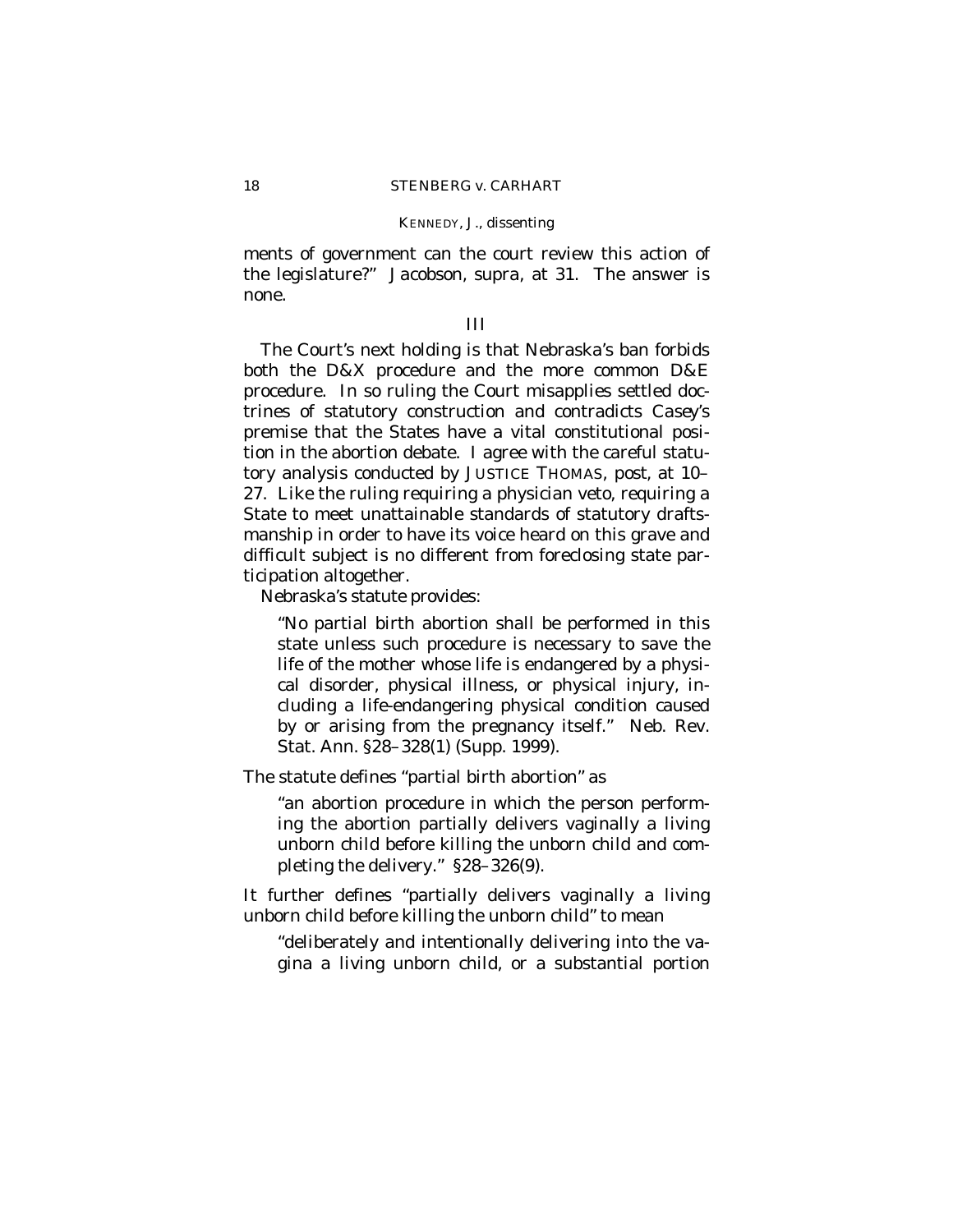ments of government can the court review this action of the legislature?" *Jacobson*, *supra*, at 31. The answer is none.

### III

The Court's next holding is that Nebraska's ban forbids both the D&X procedure and the more common D&E procedure. In so ruling the Court misapplies settled doctrines of statutory construction and contradicts *Casey*'s premise that the States have a vital constitutional position in the abortion debate. I agree with the careful statutory analysis conducted by JUSTICE THOMAS, *post*, at 10–27. Like the ruling requiring a physician veto, requiring a State to meet unattainable standards of statutory draftsmanship in order to have its voice heard on this grave and difficult subject is no different from foreclosing state participation altogether.

Nebraska's statute provides:

> "No partial birth abortion shall be performed in this state unless such procedure is necessary to save the life of the mother whose life is endangered by a physical disorder, physical illness, or physical injury, including a life-endangering physical condition caused by or arising from the pregnancy itself." Neb. Rev. Stat. Ann. §28–328(1) (Supp. 1999).

The statute defines "partial birth abortion" as

> "an abortion procedure in which the person performing the abortion partially delivers vaginally a living unborn child before killing the unborn child and completing the delivery." §28–326(9).

It further defines "partially delivers vaginally a living unborn child before killing the unborn child" to mean

> "deliberately and intentionally delivering into the vagina a living unborn child, or a substantial portion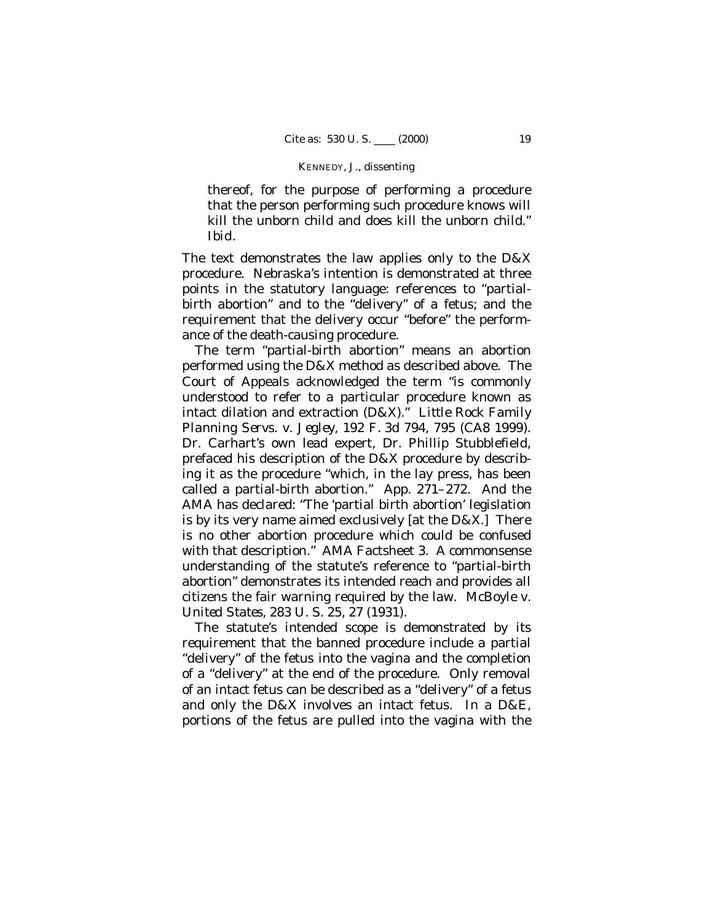thereof, for the purpose of performing a procedure that the person performing such procedure knows will kill the unborn child and does kill the unborn child." *Ibid.*

The text demonstrates the law applies only to the D&X procedure. Nebraska's intention is demonstrated at three points in the statutory language: references to "partial-birth abortion" and to the "delivery" of a fetus; and the requirement that the delivery occur "before" the performance of the death-causing procedure.

The term "partial-birth abortion" means an abortion performed using the D&X method as described above. The Court of Appeals acknowledged the term "is commonly understood to refer to a particular procedure known as intact dilation and extraction (D&X)." *Little Rock Family Planning Servs.* v. *Jegley*, 192 F. 3d 794, 795 (CA8 1999). Dr. Carhart's own lead expert, Dr. Phillip Stubblefield, prefaced his description of the D&X procedure by describing it as the procedure "which, in the lay press, has been called a partial-birth abortion." App. 271–272. And the AMA has declared: "The 'partial birth abortion' legislation is by its very name aimed exclusively [at the D&X.] There is no other abortion procedure which could be confused with that description." AMA Factsheet 3. A commonsense understanding of the statute's reference to "partial-birth abortion" demonstrates its intended reach and provides all citizens the fair warning required by the law. *McBoyle* v. *United States*, 283 U. S. 25, 27 (1931).

The statute's intended scope is demonstrated by its requirement that the banned procedure include a partial "delivery" of the fetus into the vagina and the completion of a "delivery" at the end of the procedure. Only removal of an intact fetus can be described as a "delivery" of a fetus and only the D&X involves an intact fetus. In a D&E, portions of the fetus are pulled into the vagina with the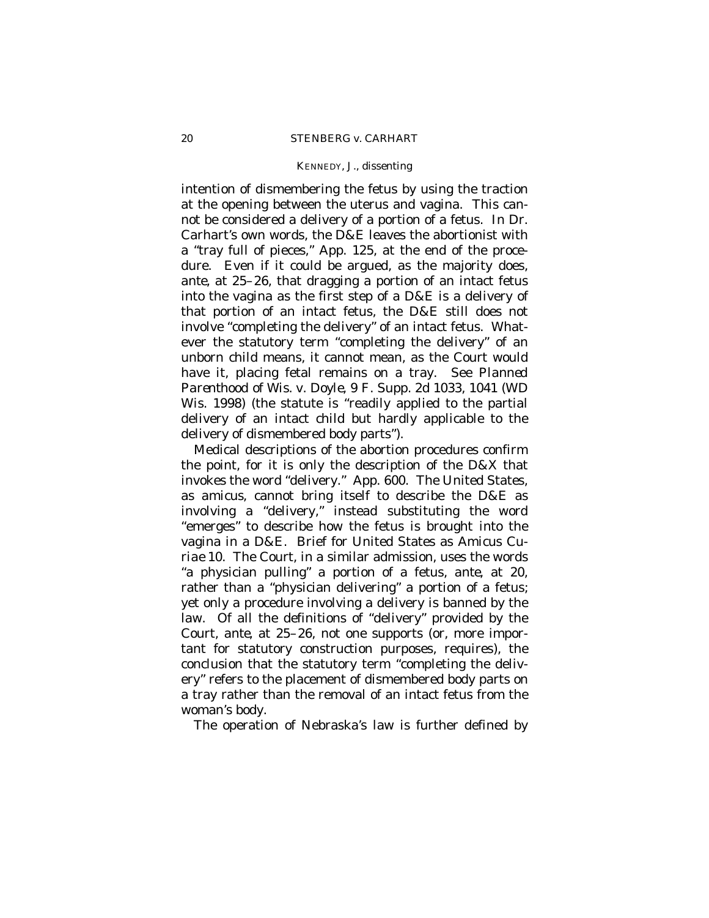intention of dismembering the fetus by using the traction at the opening between the uterus and vagina. This cannot be considered a delivery of a portion of a fetus. In Dr. Carhart's own words, the D&E leaves the abortionist with a "tray full of pieces," App. 125, at the end of the procedure. Even if it could be argued, as the majority does, *ante*, at 25–26, that dragging a portion of an intact fetus into the vagina as the first step of a D&E is a delivery of that portion of an intact fetus, the D&E still does not involve "completing the delivery" of an intact fetus. Whatever the statutory term "completing the delivery" of an unborn child means, it cannot mean, as the Court would have it, placing fetal remains on a tray. See *Planned Parenthood of Wis.* v. *Doyle*, 9 F. Supp. 2d 1033, 1041 (WD Wis. 1998) (the statute is "readily applied to the partial delivery of an intact child but hardly applicable to the delivery of dismembered body parts").

Medical descriptions of the abortion procedures confirm the point, for it is only the description of the D&X that invokes the word "delivery." App. 600. The United States, as amicus, cannot bring itself to describe the D&E as involving a "delivery," instead substituting the word "emerges" to describe how the fetus is brought into the vagina in a D&E. Brief for United States as *Amicus Curiae* 10. The Court, in a similar admission, uses the words "a physician pulling" a portion of a fetus, *ante*, at 20, rather than a "physician delivering" a portion of a fetus; yet only a procedure involving a delivery is banned by the law. Of all the definitions of "delivery" provided by the Court, *ante*, at 25–26, not one supports (or, more important for statutory construction purposes, requires), the conclusion that the statutory term "completing the delivery" refers to the placement of dismembered body parts on a tray rather than the removal of an intact fetus from the woman's body.

The operation of Nebraska's law is further defined by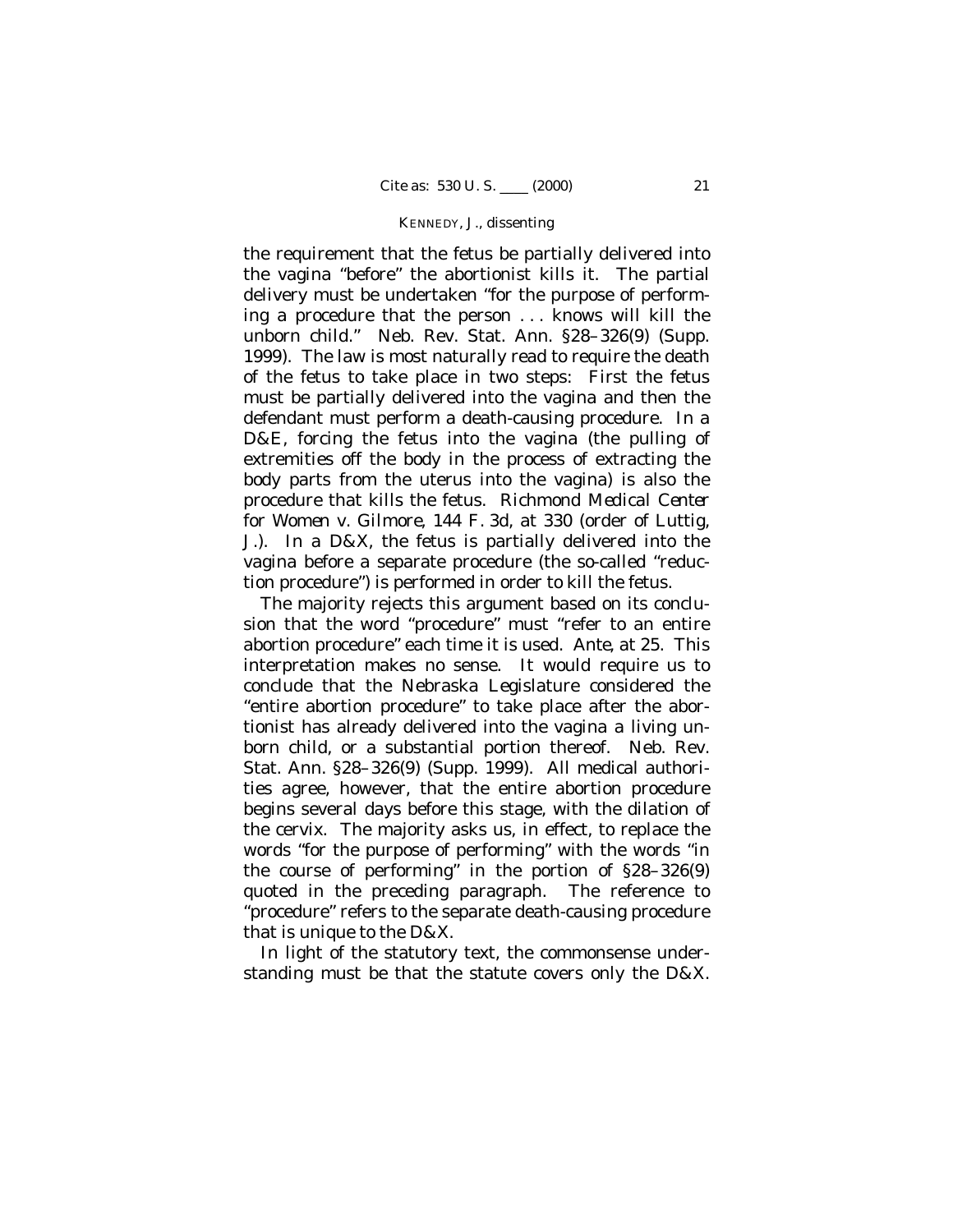the requirement that the fetus be partially delivered into the vagina "before" the abortionist kills it. The partial delivery must be undertaken "for the purpose of performing a procedure that the person . . . knows will kill the unborn child." Neb. Rev. Stat. Ann. §28–326(9) (Supp. 1999). The law is most naturally read to require the death of the fetus to take place in two steps: First the fetus must be partially delivered into the vagina and then the defendant must perform a death-causing procedure. In a D&E, forcing the fetus into the vagina (the pulling of extremities off the body in the process of extracting the body parts from the uterus into the vagina) is also the procedure that kills the fetus. *Richmond Medical Center for Women* v. *Gilmore*, 144 F. 3d, at 330 (order of Luttig, J.). In a D&X, the fetus is partially delivered into the vagina before a separate procedure (the so-called "reduction procedure") is performed in order to kill the fetus.

The majority rejects this argument based on its conclusion that the word "procedure" must "refer to an entire abortion procedure" each time it is used. *Ante*, at 25. This interpretation makes no sense. It would require us to conclude that the Nebraska Legislature considered the "entire abortion procedure" to take place after the abortionist has already delivered into the vagina a living unborn child, or a substantial portion thereof. Neb. Rev. Stat. Ann. §28–326(9) (Supp. 1999). All medical authorities agree, however, that the entire abortion procedure begins several days before this stage, with the dilation of the cervix. The majority asks us, in effect, to replace the words "for the purpose of performing" with the words "in the course of performing" in the portion of §28–326(9) quoted in the preceding paragraph. The reference to "procedure" refers to the separate death-causing procedure that is unique to the D&X.

In light of the statutory text, the commonsense understanding must be that the statute covers only the D&X.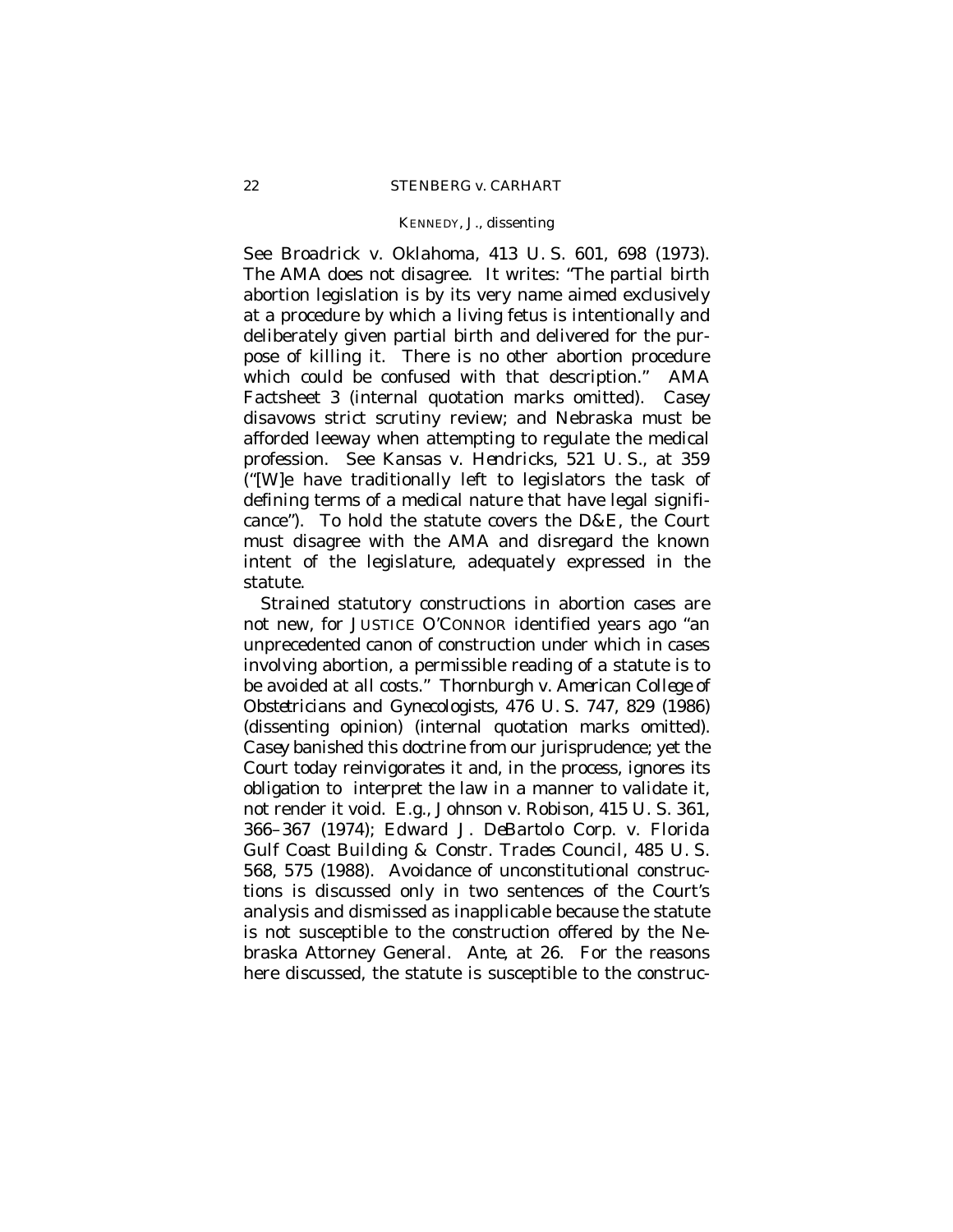See *Broadrick* v. *Oklahoma*, 413 U. S. 601, 698 (1973). The AMA does not disagree. It writes: "The partial birth abortion legislation is by its very name aimed exclusively at a procedure by which a living fetus is intentionally and deliberately given partial birth and delivered for the purpose of killing it. There is no other abortion procedure which could be confused with that description." AMA Factsheet 3 (internal quotation marks omitted). *Casey* disavows strict scrutiny review; and Nebraska must be afforded leeway when attempting to regulate the medical profession. See *Kansas* v. *Hendricks*, 521 U. S., at 359 ("[W]e have traditionally left to legislators the task of defining terms of a medical nature that have legal significance"). To hold the statute covers the D&E, the Court must disagree with the AMA and disregard the known intent of the legislature, adequately expressed in the statute.

Strained statutory constructions in abortion cases are not new, for JUSTICE O'CONNOR identified years ago "an unprecedented canon of construction under which in cases involving abortion, a permissible reading of a statute is to be avoided at all costs." *Thornburgh* v. *American College of Obstetricians and Gynecologists*, 476 U. S. 747, 829 (1986) (dissenting opinion) (internal quotation marks omitted). *Casey* banished this doctrine from our jurisprudence; yet the Court today reinvigorates it and, in the process, ignores its obligation to interpret the law in a manner to validate it, not render it void. *E.g.*, *Johnson* v. *Robison*, 415 U. S. 361, 366–367 (1974); *Edward J. DeBartolo Corp.* v. *Florida Gulf Coast Building & Constr. Trades Council*, 485 U. S. 568, 575 (1988). Avoidance of unconstitutional constructions is discussed only in two sentences of the Court's analysis and dismissed as inapplicable because the statute is not susceptible to the construction offered by the Nebraska Attorney General. *Ante*, at 26. For the reasons here discussed, the statute is susceptible to the construc-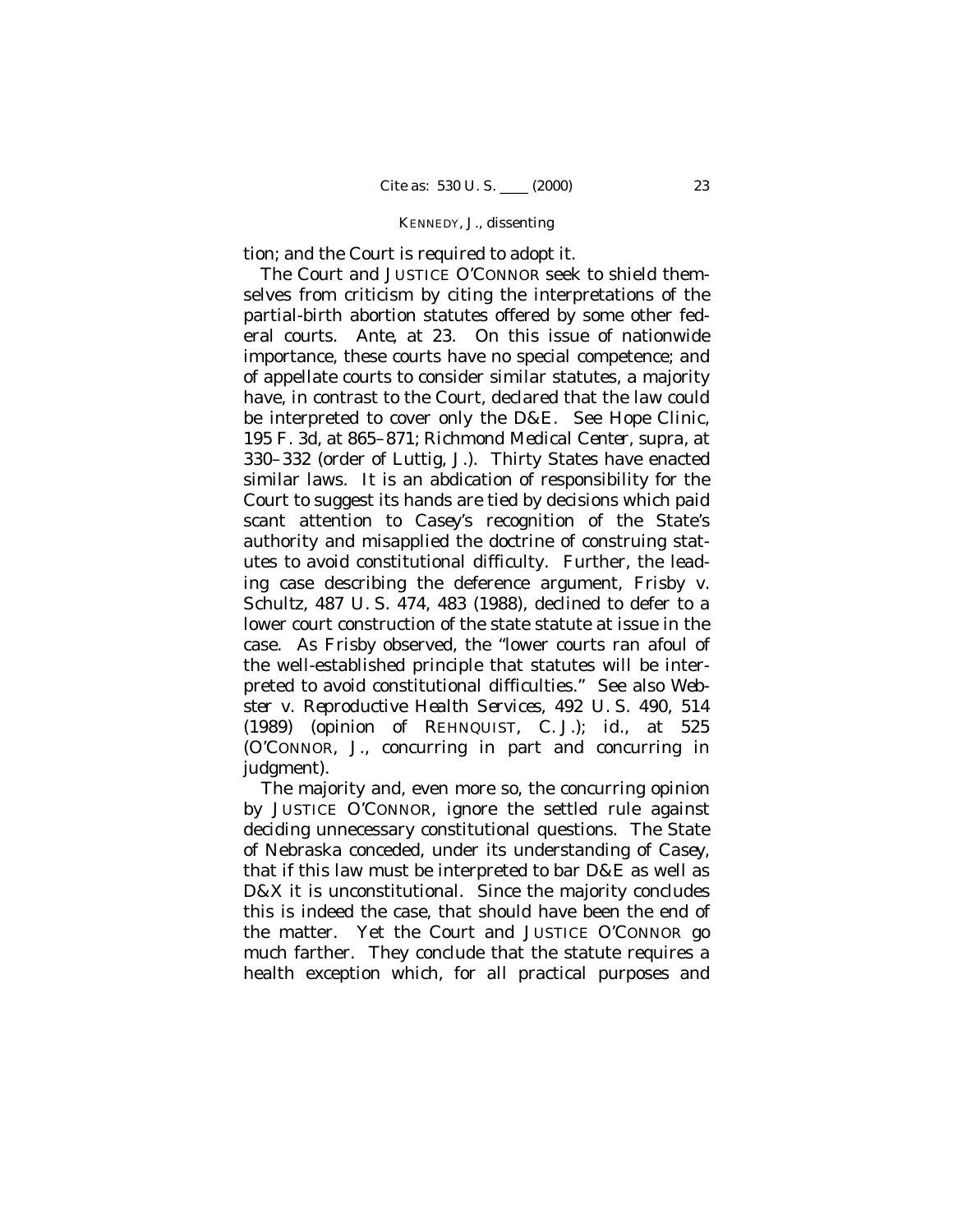tion; and the Court is required to adopt it.

The Court and JUSTICE O'CONNOR seek to shield themselves from criticism by citing the interpretations of the partial-birth abortion statutes offered by some other federal courts. *Ante*, at 23. On this issue of nationwide importance, these courts have no special competence; and of appellate courts to consider similar statutes, a majority have, in contrast to the Court, declared that the law could be interpreted to cover only the D&E. See *Hope Clinic*, 195 F. 3d, at 865–871; *Richmond Medical Center*, *supra*, at 330–332 (order of Luttig, J.). Thirty States have enacted similar laws. It is an abdication of responsibility for the Court to suggest its hands are tied by decisions which paid scant attention to *Casey*'s recognition of the State's authority and misapplied the doctrine of construing statutes to avoid constitutional difficulty. Further, the leading case describing the deference argument, *Frisby* v. *Schultz*, 487 U. S. 474, 483 (1988), declined to defer to a lower court construction of the state statute at issue in the case. As *Frisby* observed, the "lower courts ran afoul of the well-established principle that statutes will be interpreted to avoid constitutional difficulties." See also *Webster* v. *Reproductive Health Services*, 492 U. S. 490, 514 (1989) (opinion of REHNQUIST, C. J.); *id.*, at 525 (O'CONNOR, J., concurring in part and concurring in judgment).

The majority and, even more so, the concurring opinion by JUSTICE O'CONNOR, ignore the settled rule against deciding unnecessary constitutional questions. The State of Nebraska conceded, under its understanding of *Casey*, that if this law must be interpreted to bar D&E as well as D&X it is unconstitutional. Since the majority concludes this is indeed the case, that should have been the end of the matter. Yet the Court and JUSTICE O'CONNOR go much farther. They conclude that the statute requires a health exception which, for all practical purposes and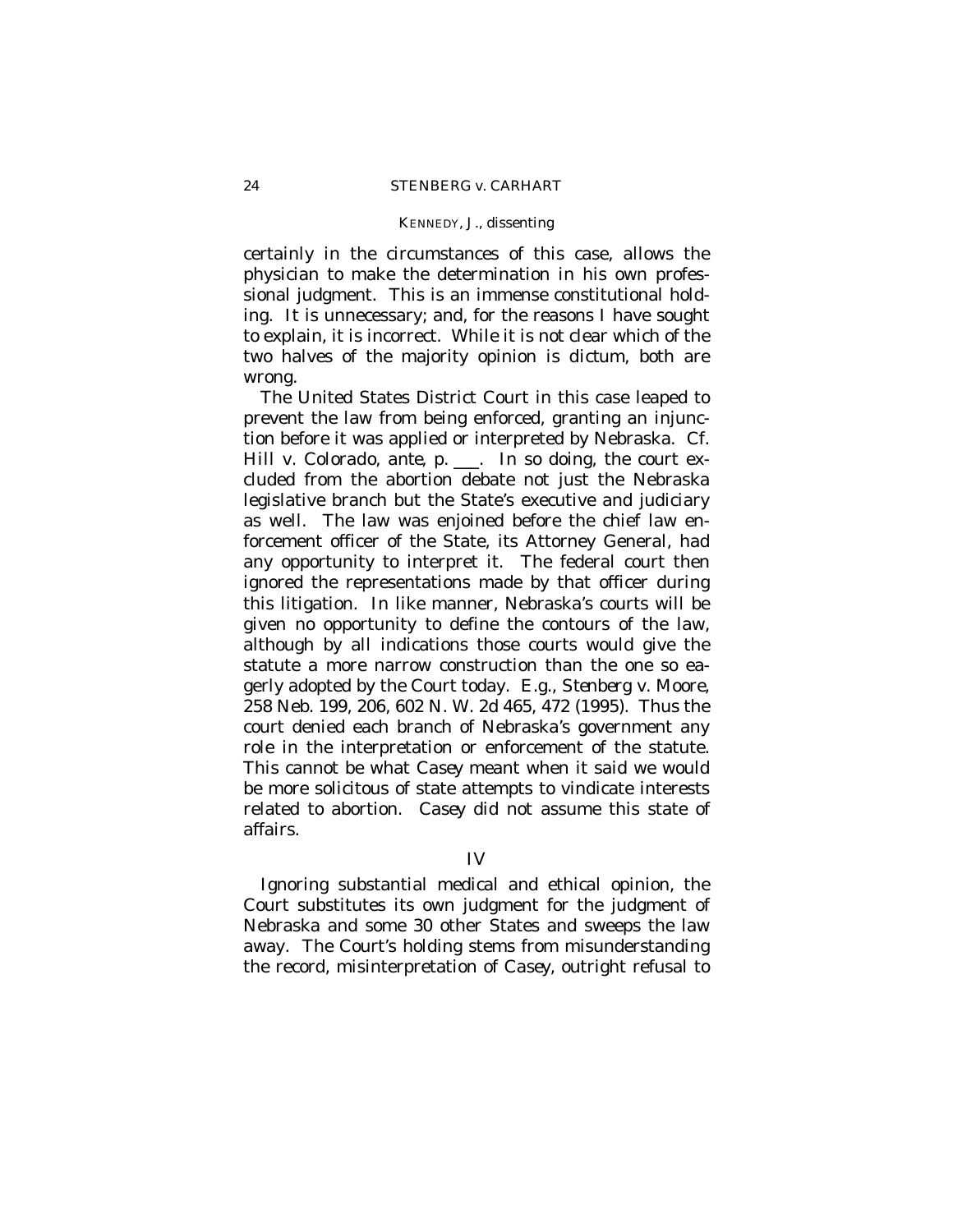certainly in the circumstances of this case, allows the physician to make the determination in his own professional judgment. This is an immense constitutional holding. It is unnecessary; and, for the reasons I have sought to explain, it is incorrect. While it is not clear which of the two halves of the majority opinion is dictum, both are wrong.

The United States District Court in this case leaped to prevent the law from being enforced, granting an injunction before it was applied or interpreted by Nebraska. Cf. *Hill* v. *Colorado*, *ante*, p. \_\_\_. In so doing, the court excluded from the abortion debate not just the Nebraska legislative branch but the State's executive and judiciary as well. The law was enjoined before the chief law enforcement officer of the State, its Attorney General, had any opportunity to interpret it. The federal court then ignored the representations made by that officer during this litigation. In like manner, Nebraska's courts will be given no opportunity to define the contours of the law, although by all indications those courts would give the statute a more narrow construction than the one so eagerly adopted by the Court today. *E.g.*, *Stenberg* v. *Moore*, 258 Neb. 199, 206, 602 N. W. 2d 465, 472 (1995). Thus the court denied each branch of Nebraska's government any role in the interpretation or enforcement of the statute. This cannot be what *Casey* meant when it said we would be more solicitous of state attempts to vindicate interests related to abortion. *Casey* did not assume this state of affairs.

## IV

Ignoring substantial medical and ethical opinion, the Court substitutes its own judgment for the judgment of Nebraska and some 30 other States and sweeps the law away. The Court's holding stems from misunderstanding the record, misinterpretation of *Casey*, outright refusal to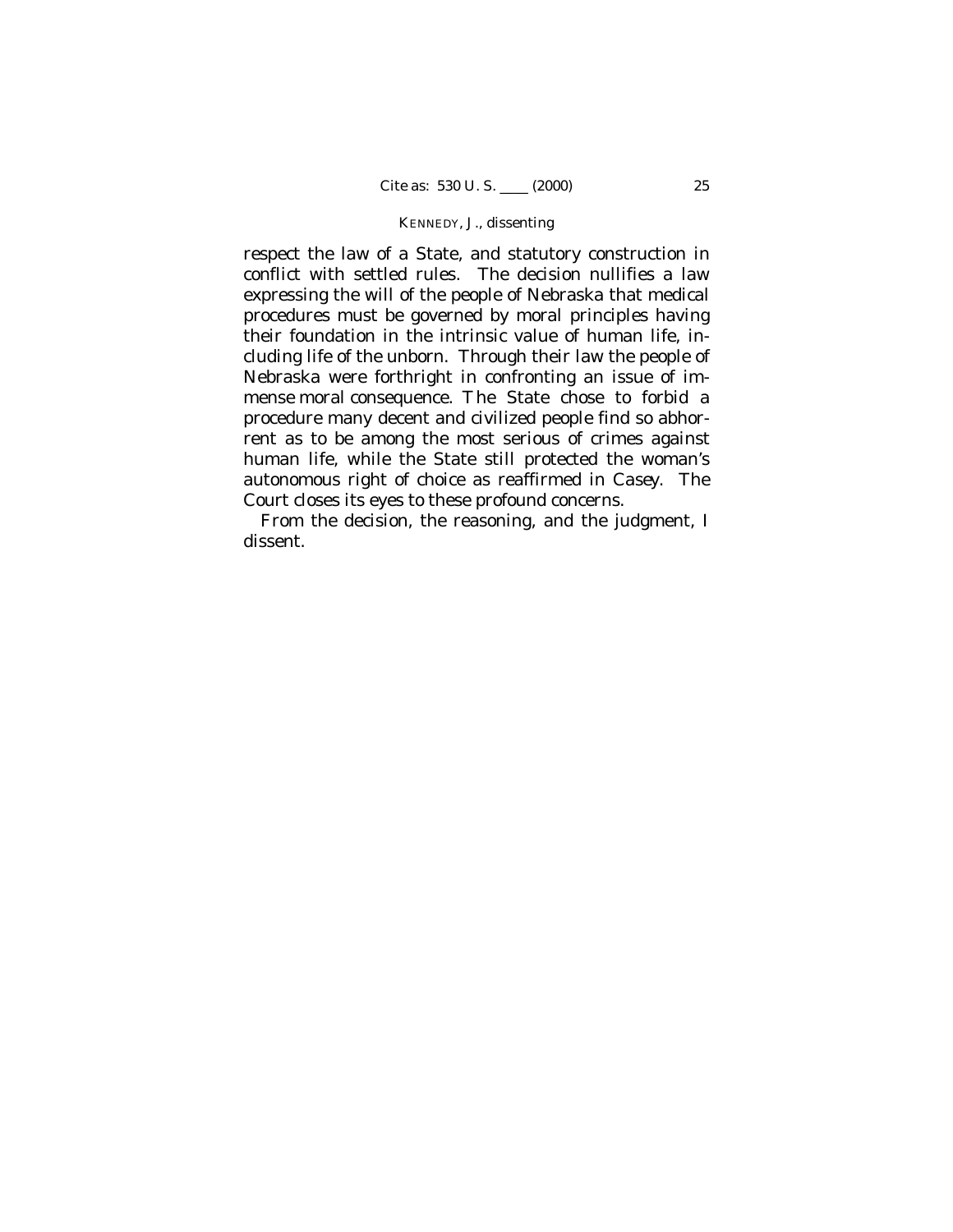respect the law of a State, and statutory construction in conflict with settled rules. The decision nullifies a law expressing the will of the people of Nebraska that medical procedures must be governed by moral principles having their foundation in the intrinsic value of human life, including life of the unborn. Through their law the people of Nebraska were forthright in confronting an issue of immense moral consequence. The State chose to forbid a procedure many decent and civilized people find so abhorrent as to be among the most serious of crimes against human life, while the State still protected the woman's autonomous right of choice as reaffirmed in *Casey*. The Court closes its eyes to these profound concerns.

From the decision, the reasoning, and the judgment, I dissent.